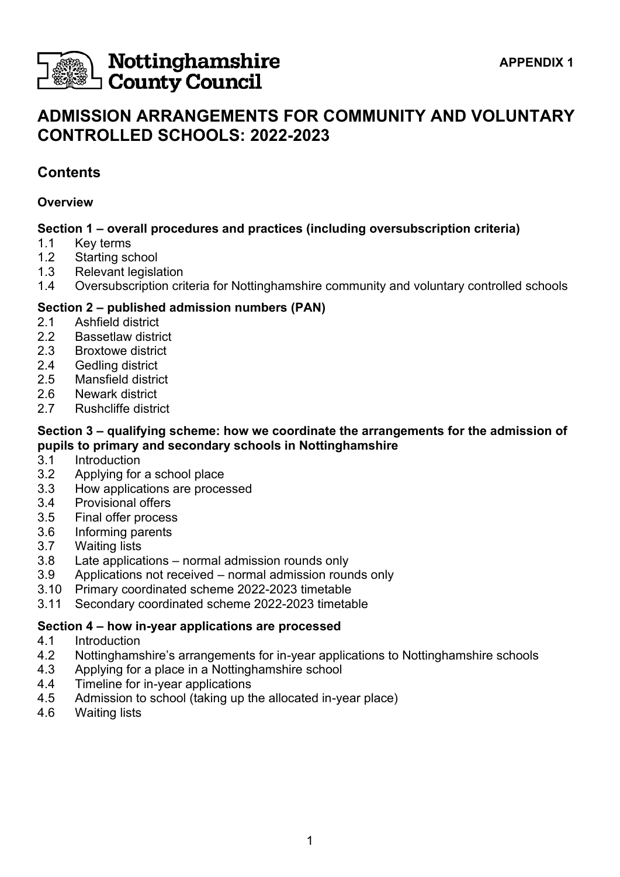Nottinghamshire County Council

APPENDIX 1

# ADMISSION ARRANGEMENTS FOR COMMUNITY AND VOLUNTARY CONTROLLED SCHOOLS: 2022-2023

## Contents

**Overview**

**Section 1 – overall procedures and practices (including oversubscription criteria)**

- 1.1 Key terms
- 1.2 Starting school
- 1.3 Relevant legislation
- 1.4 Oversubscription criteria for Nottinghamshire community and voluntary controlled schools

**Section 2 – published admission numbers (PAN)**

- 2.1 Ashfield district
- 2.2 Bassetlaw district
- 2.3 Broxtowe district
- 2.4 Gedling district
- 2.5 Mansfield district
- 2.6 Newark district
- 2.7 Rushcliffe district

**Section 3 – qualifying scheme: how we coordinate the arrangements for the admission of pupils to primary and secondary schools in Nottinghamshire**

- 3.1 Introduction
- 3.2 Applying for a school place
- 3.3 How applications are processed
- 3.4 Provisional offers
- 3.5 Final offer process
- 3.6 Informing parents
- 3.7 Waiting lists
- 3.8 Late applications – normal admission rounds only
- 3.9 Applications not received – normal admission rounds only
- 3.10 Primary coordinated scheme 2022-2023 timetable
- 3.11 Secondary coordinated scheme 2022-2023 timetable

**Section 4 – how in-year applications are processed**

- 4.1 Introduction
- 4.2 Nottinghamshire's arrangements for in-year applications to Nottinghamshire schools
- 4.3 Applying for a place in a Nottinghamshire school
- 4.4 Timeline for in-year applications
- 4.5 Admission to school (taking up the allocated in-year place)
- 4.6 Waiting lists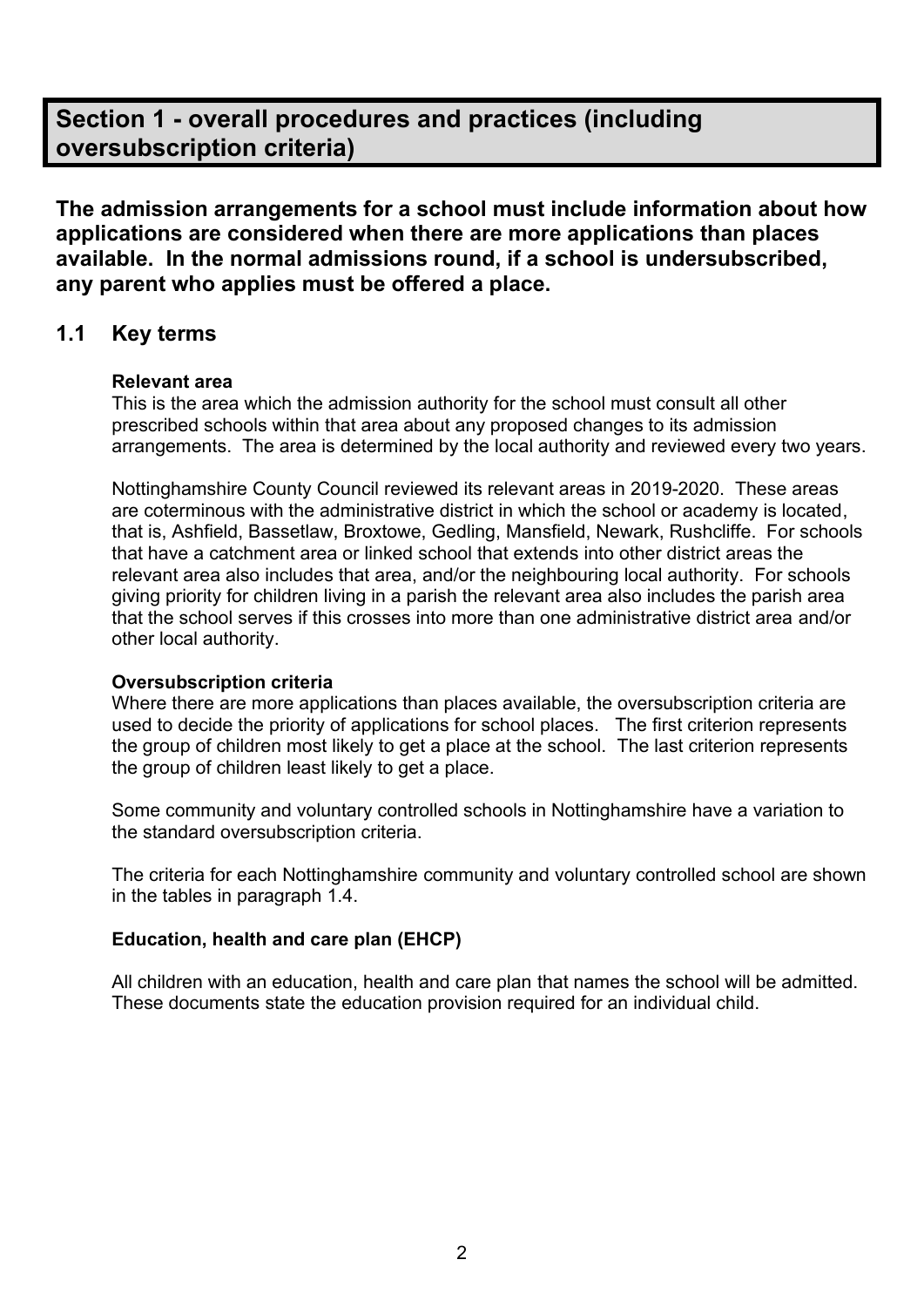## Section 1 - overall procedures and practices (including oversubscription criteria)

**The admission arrangements for a school must include information about how applications are considered when there are more applications than places available. In the normal admissions round, if a school is undersubscribed, any parent who applies must be offered a place.**

### 1.1 Key terms

**Relevant area**

This is the area which the admission authority for the school must consult all other prescribed schools within that area about any proposed changes to its admission arrangements. The area is determined by the local authority and reviewed every two years.

Nottinghamshire County Council reviewed its relevant areas in 2019-2020. These areas are coterminous with the administrative district in which the school or academy is located, that is, Ashfield, Bassetlaw, Broxtowe, Gedling, Mansfield, Newark, Rushcliffe. For schools that have a catchment area or linked school that extends into other district areas the relevant area also includes that area, and/or the neighbouring local authority. For schools giving priority for children living in a parish the relevant area also includes the parish area that the school serves if this crosses into more than one administrative district area and/or other local authority.

**Oversubscription criteria**

Where there are more applications than places available, the oversubscription criteria are used to decide the priority of applications for school places. The first criterion represents the group of children most likely to get a place at the school. The last criterion represents the group of children least likely to get a place.

Some community and voluntary controlled schools in Nottinghamshire have a variation to the standard oversubscription criteria.

The criteria for each Nottinghamshire community and voluntary controlled school are shown in the tables in paragraph 1.4.

**Education, health and care plan (EHCP)**

All children with an education, health and care plan that names the school will be admitted. These documents state the education provision required for an individual child.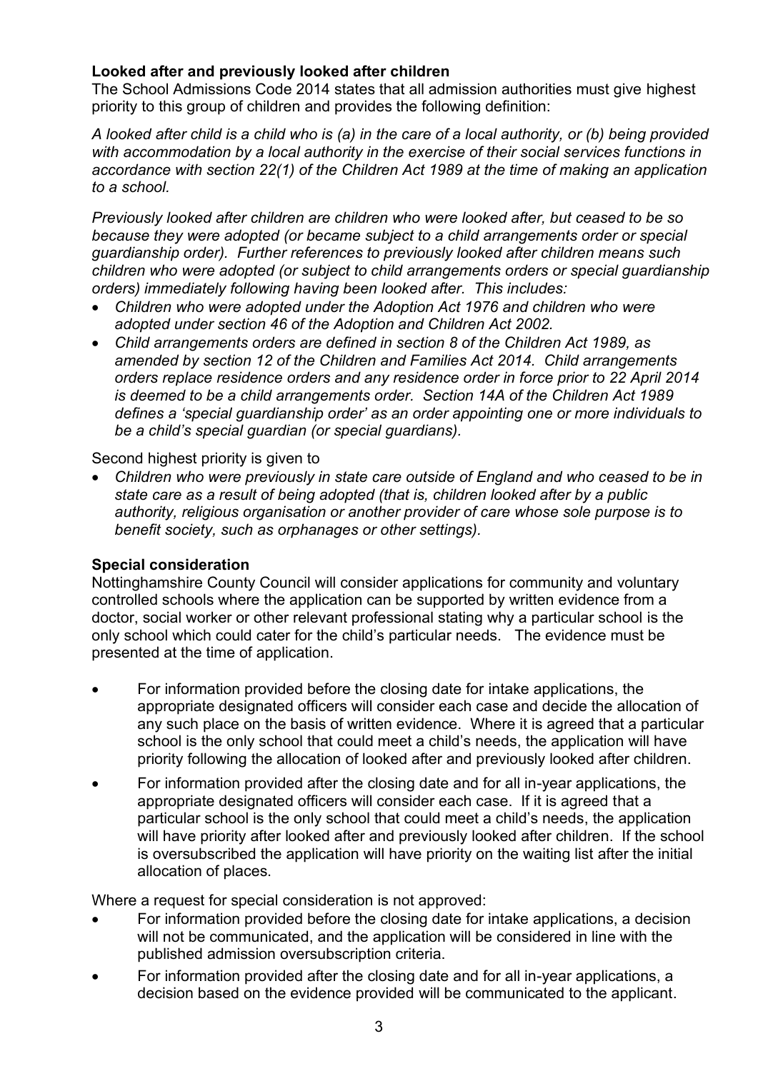**Looked after and previously looked after children**

The School Admissions Code 2014 states that all admission authorities must give highest priority to this group of children and provides the following definition:

*A looked after child is a child who is (a) in the care of a local authority, or (b) being provided with accommodation by a local authority in the exercise of their social services functions in accordance with section 22(1) of the Children Act 1989 at the time of making an application to a school.*

*Previously looked after children are children who were looked after, but ceased to be so because they were adopted (or became subject to a child arrangements order or special guardianship order). Further references to previously looked after children means such children who were adopted (or subject to child arrangements orders or special guardianship orders) immediately following having been looked after. This includes:*

- *Children who were adopted under the Adoption Act 1976 and children who were adopted under section 46 of the Adoption and Children Act 2002.*
- *Child arrangements orders are defined in section 8 of the Children Act 1989, as amended by section 12 of the Children and Families Act 2014. Child arrangements orders replace residence orders and any residence order in force prior to 22 April 2014 is deemed to be a child arrangements order. Section 14A of the Children Act 1989 defines a 'special guardianship order' as an order appointing one or more individuals to be a child's special guardian (or special guardians).*

Second highest priority is given to

- *Children who were previously in state care outside of England and who ceased to be in state care as a result of being adopted (that is, children looked after by a public authority, religious organisation or another provider of care whose sole purpose is to benefit society, such as orphanages or other settings).*

**Special consideration**

Nottinghamshire County Council will consider applications for community and voluntary controlled schools where the application can be supported by written evidence from a doctor, social worker or other relevant professional stating why a particular school is the only school which could cater for the child's particular needs. The evidence must be presented at the time of application.

- For information provided before the closing date for intake applications, the appropriate designated officers will consider each case and decide the allocation of any such place on the basis of written evidence. Where it is agreed that a particular school is the only school that could meet a child's needs, the application will have priority following the allocation of looked after and previously looked after children.
- For information provided after the closing date and for all in-year applications, the appropriate designated officers will consider each case. If it is agreed that a particular school is the only school that could meet a child's needs, the application will have priority after looked after and previously looked after children. If the school is oversubscribed the application will have priority on the waiting list after the initial allocation of places.

Where a request for special consideration is not approved:

- For information provided before the closing date for intake applications, a decision will not be communicated, and the application will be considered in line with the published admission oversubscription criteria.
- For information provided after the closing date and for all in-year applications, a decision based on the evidence provided will be communicated to the applicant.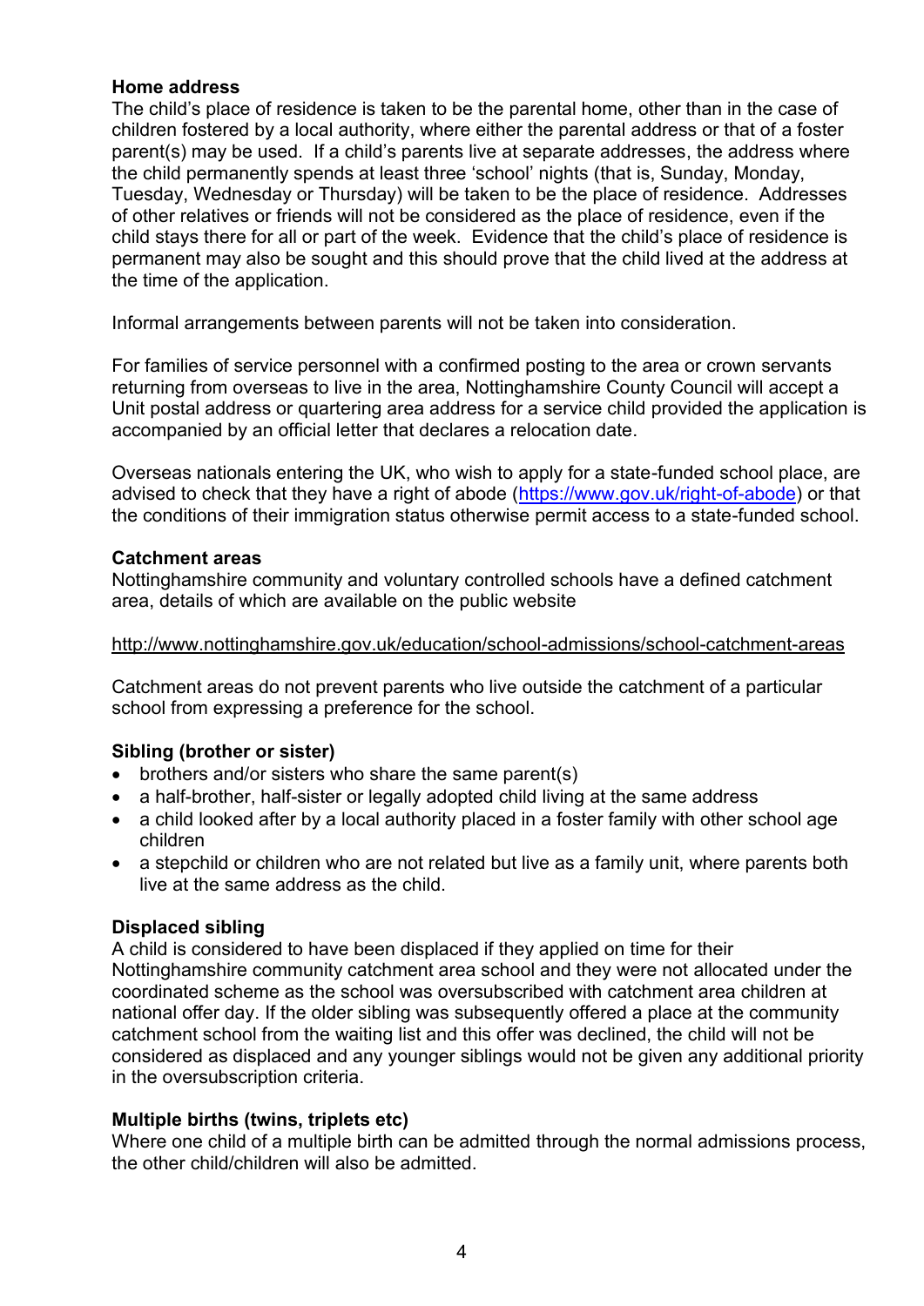**Home address**

The child's place of residence is taken to be the parental home, other than in the case of children fostered by a local authority, where either the parental address or that of a foster parent(s) may be used. If a child's parents live at separate addresses, the address where the child permanently spends at least three 'school' nights (that is, Sunday, Monday, Tuesday, Wednesday or Thursday) will be taken to be the place of residence. Addresses of other relatives or friends will not be considered as the place of residence, even if the child stays there for all or part of the week. Evidence that the child's place of residence is permanent may also be sought and this should prove that the child lived at the address at the time of the application.

Informal arrangements between parents will not be taken into consideration.

For families of service personnel with a confirmed posting to the area or crown servants returning from overseas to live in the area, Nottinghamshire County Council will accept a Unit postal address or quartering area address for a service child provided the application is accompanied by an official letter that declares a relocation date.

Overseas nationals entering the UK, who wish to apply for a state-funded school place, are advised to check that they have a right of abode (https://www.gov.uk/right-of-abode) or that the conditions of their immigration status otherwise permit access to a state-funded school.

**Catchment areas**

Nottinghamshire community and voluntary controlled schools have a defined catchment area, details of which are available on the public website

http://www.nottinghamshire.gov.uk/education/school-admissions/school-catchment-areas

Catchment areas do not prevent parents who live outside the catchment of a particular school from expressing a preference for the school.

**Sibling (brother or sister)**

- brothers and/or sisters who share the same parent(s)
- a half-brother, half-sister or legally adopted child living at the same address
- a child looked after by a local authority placed in a foster family with other school age children
- a stepchild or children who are not related but live as a family unit, where parents both live at the same address as the child.

**Displaced sibling**

A child is considered to have been displaced if they applied on time for their Nottinghamshire community catchment area school and they were not allocated under the coordinated scheme as the school was oversubscribed with catchment area children at national offer day. If the older sibling was subsequently offered a place at the community catchment school from the waiting list and this offer was declined, the child will not be considered as displaced and any younger siblings would not be given any additional priority in the oversubscription criteria.

**Multiple births (twins, triplets etc)**

Where one child of a multiple birth can be admitted through the normal admissions process, the other child/children will also be admitted.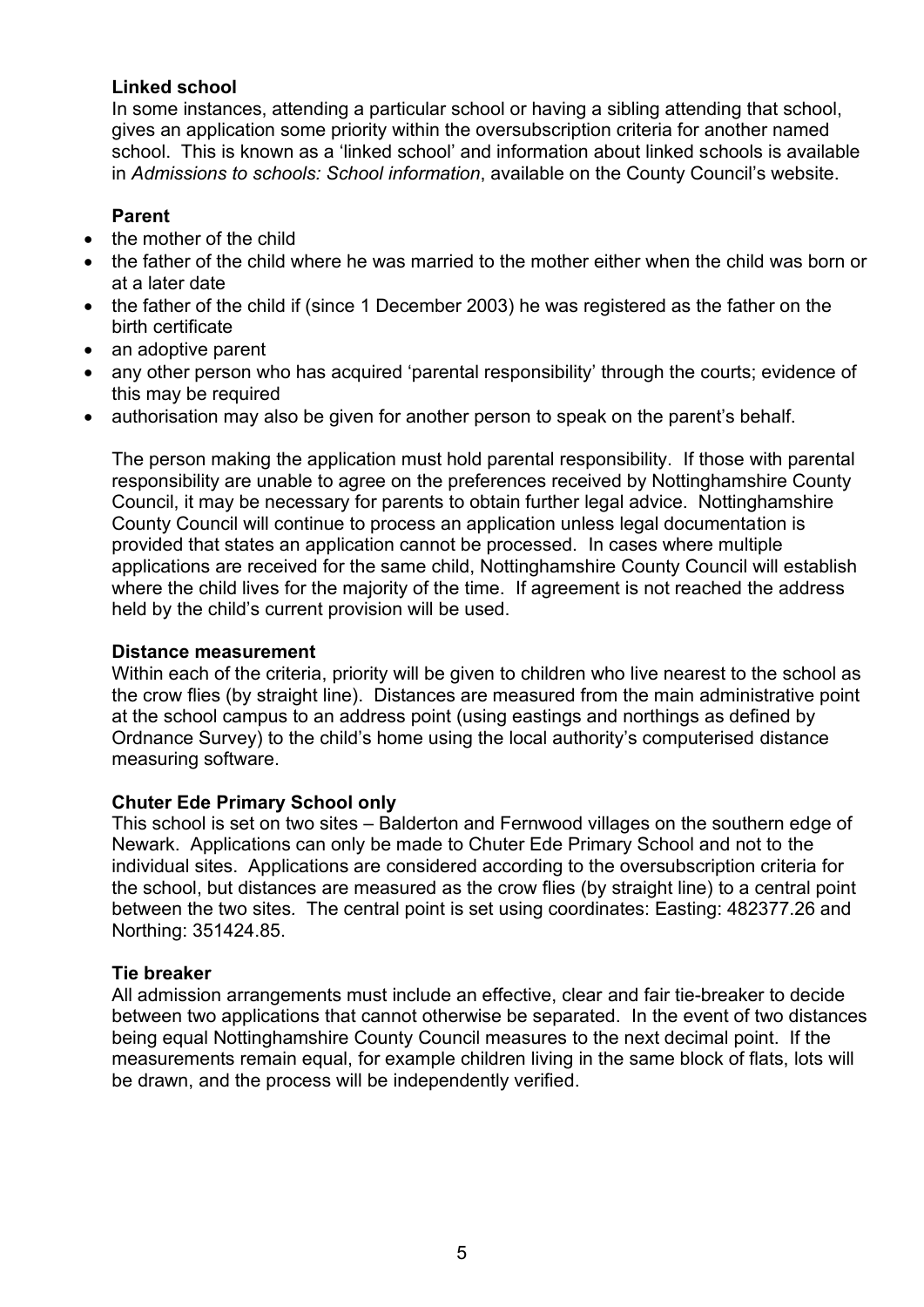### Linked school

In some instances, attending a particular school or having a sibling attending that school, gives an application some priority within the oversubscription criteria for another named school. This is known as a 'linked school' and information about linked schools is available in *Admissions to schools: School information*, available on the County Council's website.

### Parent

- the mother of the child
- the father of the child where he was married to the mother either when the child was born or at a later date
- the father of the child if (since 1 December 2003) he was registered as the father on the birth certificate
- an adoptive parent
- any other person who has acquired 'parental responsibility' through the courts; evidence of this may be required
- authorisation may also be given for another person to speak on the parent's behalf.

The person making the application must hold parental responsibility. If those with parental responsibility are unable to agree on the preferences received by Nottinghamshire County Council, it may be necessary for parents to obtain further legal advice. Nottinghamshire County Council will continue to process an application unless legal documentation is provided that states an application cannot be processed. In cases where multiple applications are received for the same child, Nottinghamshire County Council will establish where the child lives for the majority of the time. If agreement is not reached the address held by the child's current provision will be used.

### Distance measurement

Within each of the criteria, priority will be given to children who live nearest to the school as the crow flies (by straight line). Distances are measured from the main administrative point at the school campus to an address point (using eastings and northings as defined by Ordnance Survey) to the child's home using the local authority's computerised distance measuring software.

### Chuter Ede Primary School only

This school is set on two sites – Balderton and Fernwood villages on the southern edge of Newark. Applications can only be made to Chuter Ede Primary School and not to the individual sites. Applications are considered according to the oversubscription criteria for the school, but distances are measured as the crow flies (by straight line) to a central point between the two sites. The central point is set using coordinates: Easting: 482377.26 and Northing: 351424.85.

### Tie breaker

All admission arrangements must include an effective, clear and fair tie-breaker to decide between two applications that cannot otherwise be separated. In the event of two distances being equal Nottinghamshire County Council measures to the next decimal point. If the measurements remain equal, for example children living in the same block of flats, lots will be drawn, and the process will be independently verified.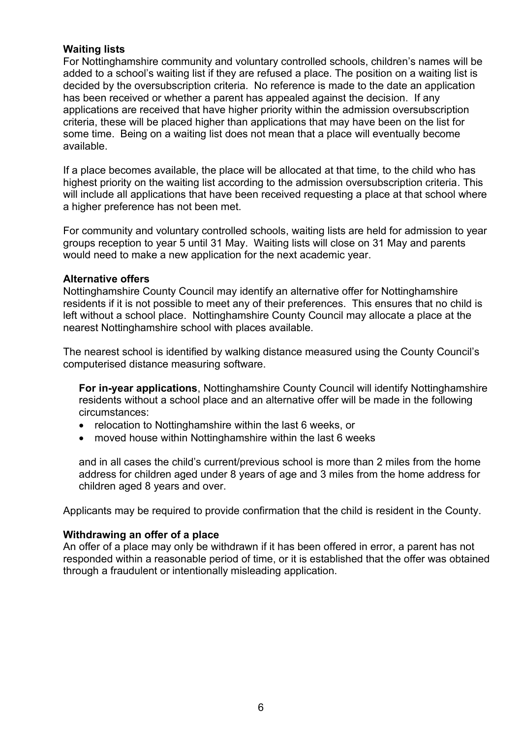**Waiting lists**

For Nottinghamshire community and voluntary controlled schools, children's names will be added to a school's waiting list if they are refused a place. The position on a waiting list is decided by the oversubscription criteria. No reference is made to the date an application has been received or whether a parent has appealed against the decision. If any applications are received that have higher priority within the admission oversubscription criteria, these will be placed higher than applications that may have been on the list for some time. Being on a waiting list does not mean that a place will eventually become available.

If a place becomes available, the place will be allocated at that time, to the child who has highest priority on the waiting list according to the admission oversubscription criteria. This will include all applications that have been received requesting a place at that school where a higher preference has not been met.

For community and voluntary controlled schools, waiting lists are held for admission to year groups reception to year 5 until 31 May. Waiting lists will close on 31 May and parents would need to make a new application for the next academic year.

**Alternative offers**

Nottinghamshire County Council may identify an alternative offer for Nottinghamshire residents if it is not possible to meet any of their preferences. This ensures that no child is left without a school place. Nottinghamshire County Council may allocate a place at the nearest Nottinghamshire school with places available.

The nearest school is identified by walking distance measured using the County Council's computerised distance measuring software.

**For in-year applications**, Nottinghamshire County Council will identify Nottinghamshire residents without a school place and an alternative offer will be made in the following circumstances:

- relocation to Nottinghamshire within the last 6 weeks, or
- moved house within Nottinghamshire within the last 6 weeks

and in all cases the child's current/previous school is more than 2 miles from the home address for children aged under 8 years of age and 3 miles from the home address for children aged 8 years and over.

Applicants may be required to provide confirmation that the child is resident in the County.

**Withdrawing an offer of a place**

An offer of a place may only be withdrawn if it has been offered in error, a parent has not responded within a reasonable period of time, or it is established that the offer was obtained through a fraudulent or intentionally misleading application.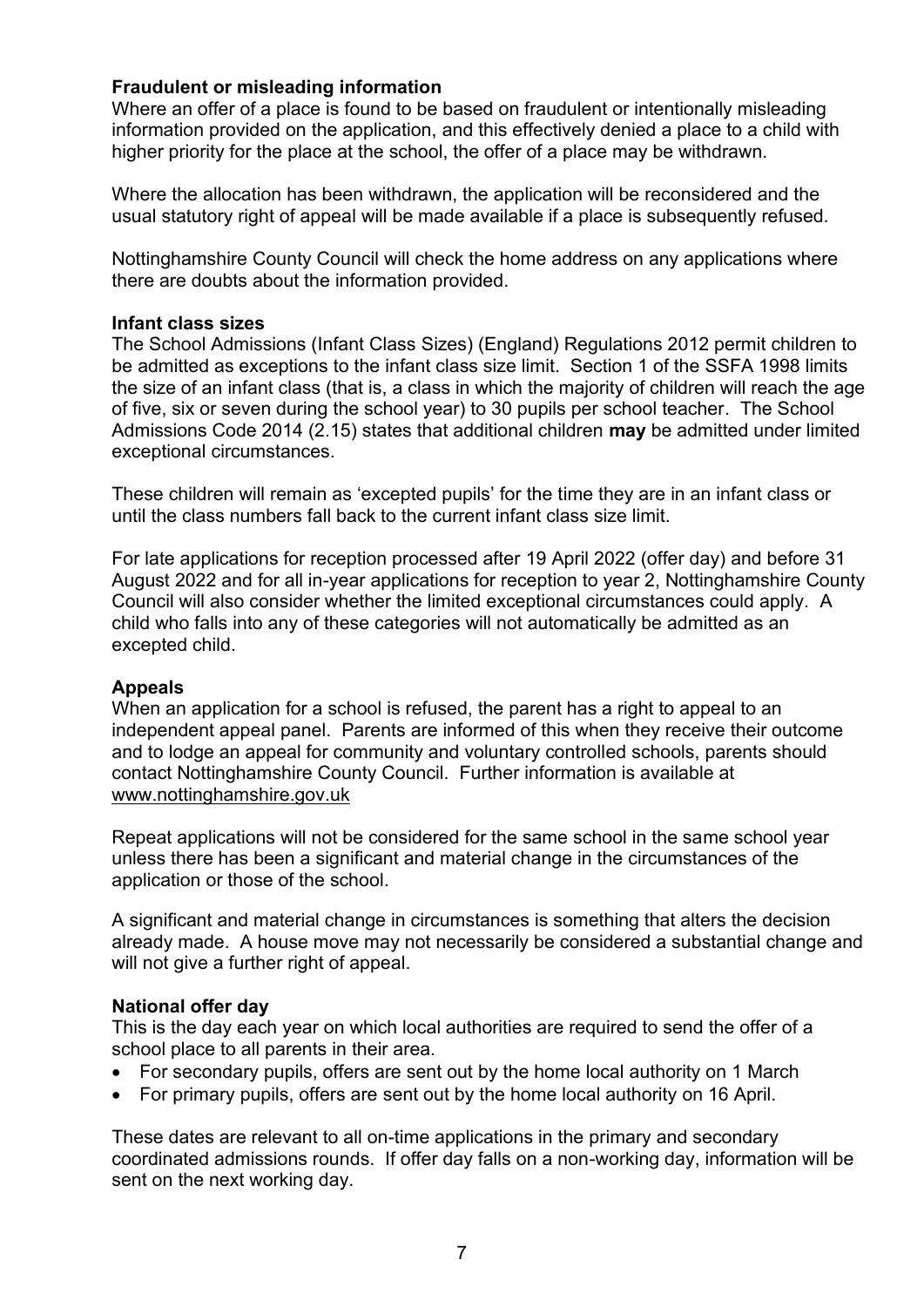**Fraudulent or misleading information**

Where an offer of a place is found to be based on fraudulent or intentionally misleading information provided on the application, and this effectively denied a place to a child with higher priority for the place at the school, the offer of a place may be withdrawn.

Where the allocation has been withdrawn, the application will be reconsidered and the usual statutory right of appeal will be made available if a place is subsequently refused.

Nottinghamshire County Council will check the home address on any applications where there are doubts about the information provided.

**Infant class sizes**

The School Admissions (Infant Class Sizes) (England) Regulations 2012 permit children to be admitted as exceptions to the infant class size limit. Section 1 of the SSFA 1998 limits the size of an infant class (that is, a class in which the majority of children will reach the age of five, six or seven during the school year) to 30 pupils per school teacher. The School Admissions Code 2014 (2.15) states that additional children **may** be admitted under limited exceptional circumstances.

These children will remain as 'excepted pupils' for the time they are in an infant class or until the class numbers fall back to the current infant class size limit.

For late applications for reception processed after 19 April 2022 (offer day) and before 31 August 2022 and for all in-year applications for reception to year 2, Nottinghamshire County Council will also consider whether the limited exceptional circumstances could apply. A child who falls into any of these categories will not automatically be admitted as an excepted child.

**Appeals**

When an application for a school is refused, the parent has a right to appeal to an independent appeal panel. Parents are informed of this when they receive their outcome and to lodge an appeal for community and voluntary controlled schools, parents should contact Nottinghamshire County Council. Further information is available at www.nottinghamshire.gov.uk

Repeat applications will not be considered for the same school in the same school year unless there has been a significant and material change in the circumstances of the application or those of the school.

A significant and material change in circumstances is something that alters the decision already made. A house move may not necessarily be considered a substantial change and will not give a further right of appeal.

**National offer day**

This is the day each year on which local authorities are required to send the offer of a school place to all parents in their area.

- For secondary pupils, offers are sent out by the home local authority on 1 March
- For primary pupils, offers are sent out by the home local authority on 16 April.

These dates are relevant to all on-time applications in the primary and secondary coordinated admissions rounds. If offer day falls on a non-working day, information will be sent on the next working day.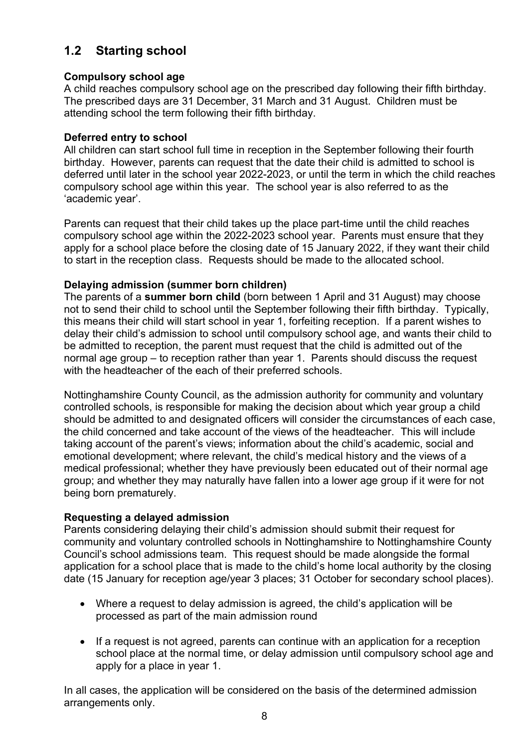## 1.2 Starting school

**Compulsory school age**

A child reaches compulsory school age on the prescribed day following their fifth birthday. The prescribed days are 31 December, 31 March and 31 August. Children must be attending school the term following their fifth birthday.

**Deferred entry to school**

All children can start school full time in reception in the September following their fourth birthday. However, parents can request that the date their child is admitted to school is deferred until later in the school year 2022-2023, or until the term in which the child reaches compulsory school age within this year. The school year is also referred to as the 'academic year'.

Parents can request that their child takes up the place part-time until the child reaches compulsory school age within the 2022-2023 school year. Parents must ensure that they apply for a school place before the closing date of 15 January 2022, if they want their child to start in the reception class. Requests should be made to the allocated school.

**Delaying admission (summer born children)**

The parents of a **summer born child** (born between 1 April and 31 August) may choose not to send their child to school until the September following their fifth birthday. Typically, this means their child will start school in year 1, forfeiting reception. If a parent wishes to delay their child's admission to school until compulsory school age, and wants their child to be admitted to reception, the parent must request that the child is admitted out of the normal age group – to reception rather than year 1. Parents should discuss the request with the headteacher of the each of their preferred schools.

Nottinghamshire County Council, as the admission authority for community and voluntary controlled schools, is responsible for making the decision about which year group a child should be admitted to and designated officers will consider the circumstances of each case, the child concerned and take account of the views of the headteacher. This will include taking account of the parent's views; information about the child's academic, social and emotional development; where relevant, the child's medical history and the views of a medical professional; whether they have previously been educated out of their normal age group; and whether they may naturally have fallen into a lower age group if it were for not being born prematurely.

**Requesting a delayed admission**

Parents considering delaying their child's admission should submit their request for community and voluntary controlled schools in Nottinghamshire to Nottinghamshire County Council's school admissions team. This request should be made alongside the formal application for a school place that is made to the child's home local authority by the closing date (15 January for reception age/year 3 places; 31 October for secondary school places).

- Where a request to delay admission is agreed, the child's application will be processed as part of the main admission round
- If a request is not agreed, parents can continue with an application for a reception school place at the normal time, or delay admission until compulsory school age and apply for a place in year 1.

In all cases, the application will be considered on the basis of the determined admission arrangements only.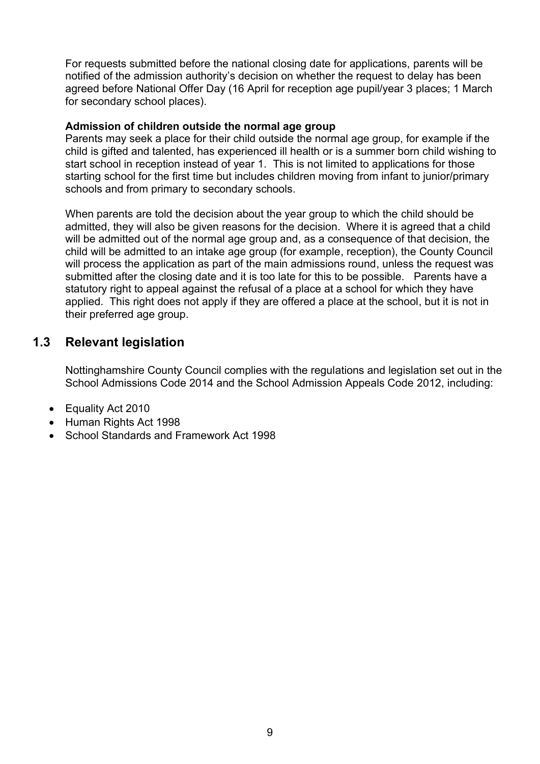For requests submitted before the national closing date for applications, parents will be notified of the admission authority's decision on whether the request to delay has been agreed before National Offer Day (16 April for reception age pupil/year 3 places; 1 March for secondary school places).

**Admission of children outside the normal age group**

Parents may seek a place for their child outside the normal age group, for example if the child is gifted and talented, has experienced ill health or is a summer born child wishing to start school in reception instead of year 1. This is not limited to applications for those starting school for the first time but includes children moving from infant to junior/primary schools and from primary to secondary schools.

When parents are told the decision about the year group to which the child should be admitted, they will also be given reasons for the decision. Where it is agreed that a child will be admitted out of the normal age group and, as a consequence of that decision, the child will be admitted to an intake age group (for example, reception), the County Council will process the application as part of the main admissions round, unless the request was submitted after the closing date and it is too late for this to be possible. Parents have a statutory right to appeal against the refusal of a place at a school for which they have applied. This right does not apply if they are offered a place at the school, but it is not in their preferred age group.

## 1.3 Relevant legislation

Nottinghamshire County Council complies with the regulations and legislation set out in the School Admissions Code 2014 and the School Admission Appeals Code 2012, including:

- Equality Act 2010
- Human Rights Act 1998
- School Standards and Framework Act 1998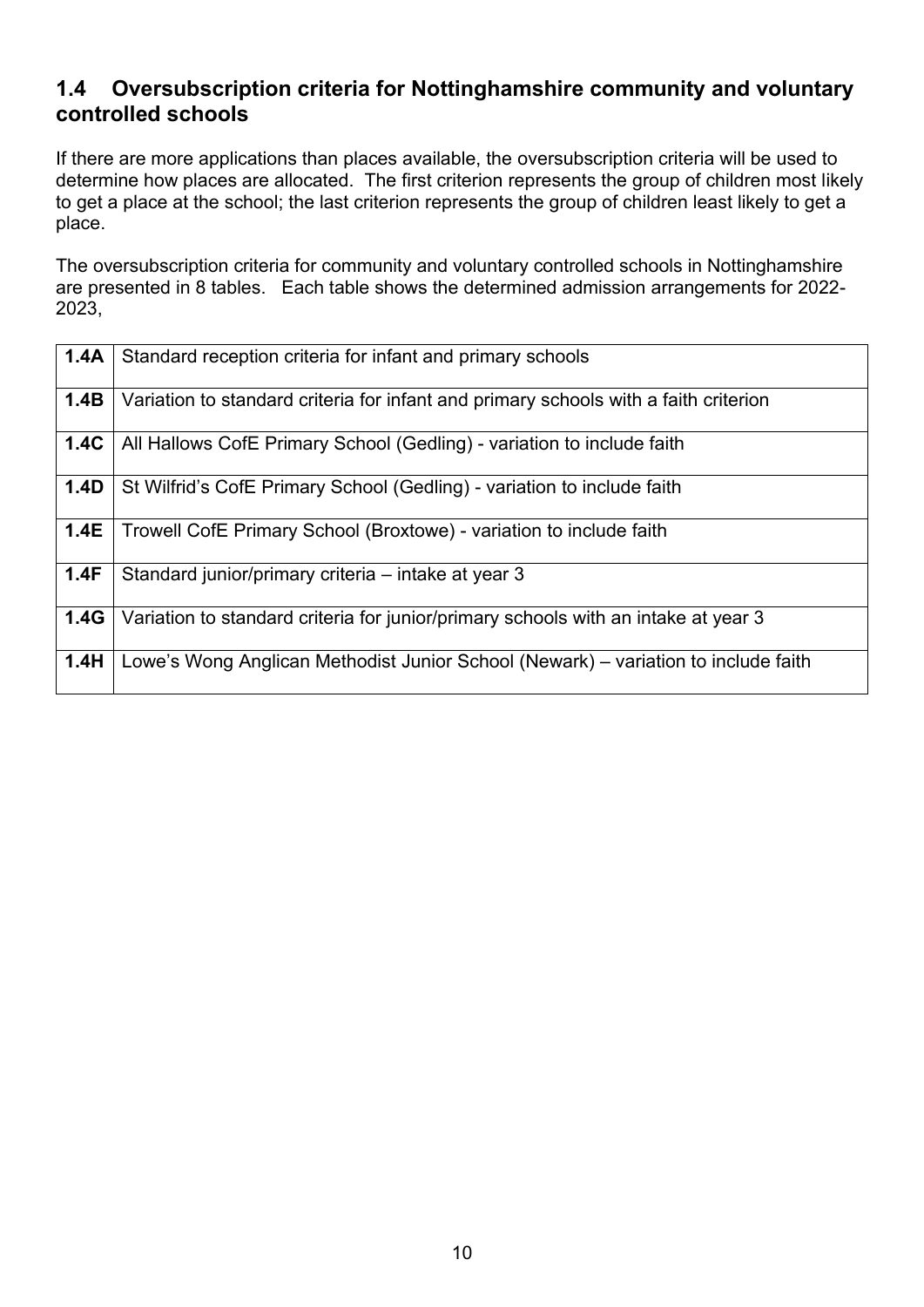## 1.4 Oversubscription criteria for Nottinghamshire community and voluntary controlled schools

If there are more applications than places available, the oversubscription criteria will be used to determine how places are allocated. The first criterion represents the group of children most likely to get a place at the school; the last criterion represents the group of children least likely to get a place.

The oversubscription criteria for community and voluntary controlled schools in Nottinghamshire are presented in 8 tables. Each table shows the determined admission arrangements for 2022-2023,

| | |
|---|---|
| **1.4A** | Standard reception criteria for infant and primary schools |
| **1.4B** | Variation to standard criteria for infant and primary schools with a faith criterion |
| **1.4C** | All Hallows CofE Primary School (Gedling) - variation to include faith |
| **1.4D** | St Wilfrid's CofE Primary School (Gedling) - variation to include faith |
| **1.4E** | Trowell CofE Primary School (Broxtowe) - variation to include faith |
| **1.4F** | Standard junior/primary criteria – intake at year 3 |
| **1.4G** | Variation to standard criteria for junior/primary schools with an intake at year 3 |
| **1.4H** | Lowe's Wong Anglican Methodist Junior School (Newark) – variation to include faith |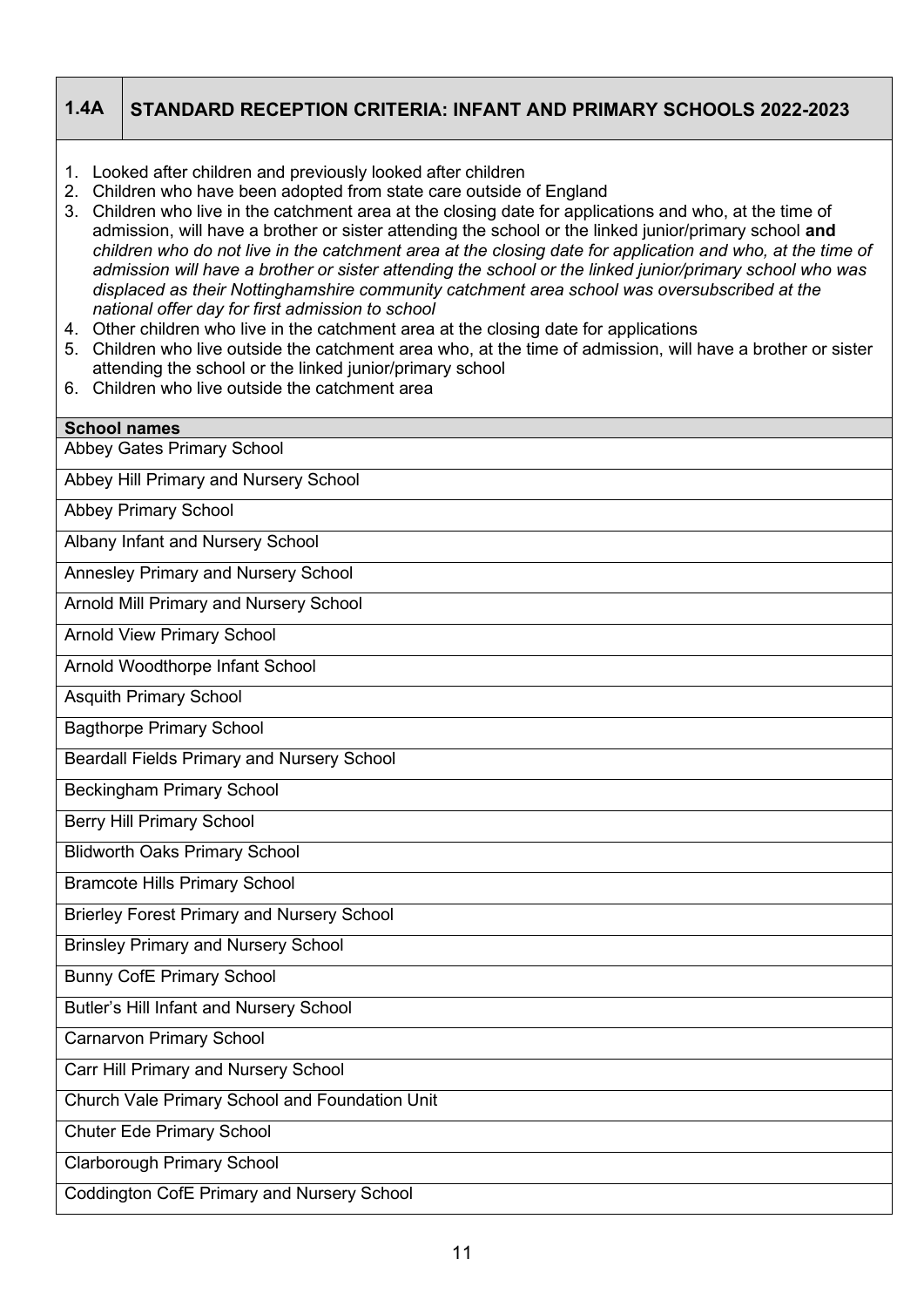## 1.4A STANDARD RECEPTION CRITERIA: INFANT AND PRIMARY SCHOOLS 2022-2023

1. Looked after children and previously looked after children
2. Children who have been adopted from state care outside of England
3. Children who live in the catchment area at the closing date for applications and who, at the time of admission, will have a brother or sister attending the school or the linked junior/primary school **and** *children who do not live in the catchment area at the closing date for application and who, at the time of admission will have a brother or sister attending the school or the linked junior/primary school who was displaced as their Nottinghamshire community catchment area school was oversubscribed at the national offer day for first admission to school*
4. Other children who live in the catchment area at the closing date for applications
5. Children who live outside the catchment area who, at the time of admission, will have a brother or sister attending the school or the linked junior/primary school
6. Children who live outside the catchment area

| School names |
| --- |
| Abbey Gates Primary School |
| Abbey Hill Primary and Nursery School |
| Abbey Primary School |
| Albany Infant and Nursery School |
| Annesley Primary and Nursery School |
| Arnold Mill Primary and Nursery School |
| Arnold View Primary School |
| Arnold Woodthorpe Infant School |
| Asquith Primary School |
| Bagthorpe Primary School |
| Beardall Fields Primary and Nursery School |
| Beckingham Primary School |
| Berry Hill Primary School |
| Blidworth Oaks Primary School |
| Bramcote Hills Primary School |
| Brierley Forest Primary and Nursery School |
| Brinsley Primary and Nursery School |
| Bunny CofE Primary School |
| Butler's Hill Infant and Nursery School |
| Carnarvon Primary School |
| Carr Hill Primary and Nursery School |
| Church Vale Primary School and Foundation Unit |
| Chuter Ede Primary School |
| Clarborough Primary School |
| Coddington CofE Primary and Nursery School |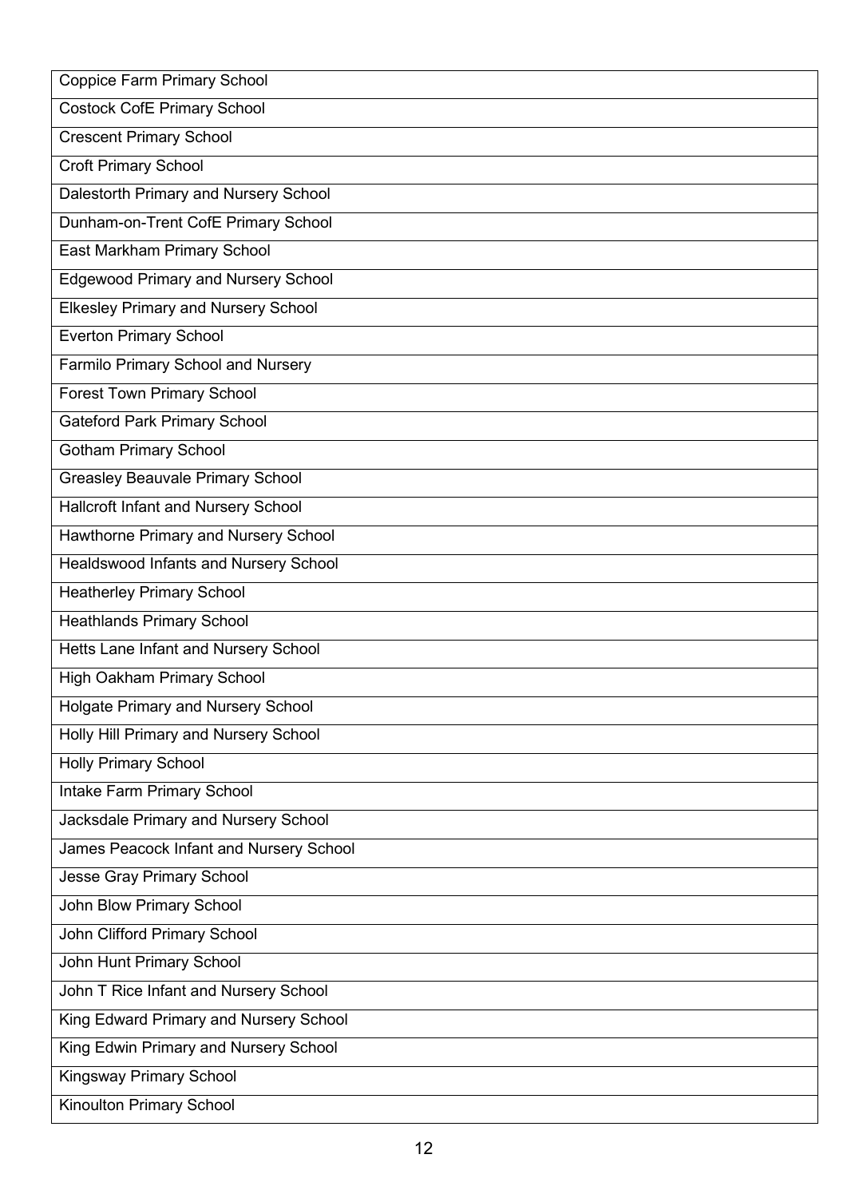| Coppice Farm Primary School |
| --- |
| Costock CofE Primary School |
| Crescent Primary School |
| Croft Primary School |
| Dalestorth Primary and Nursery School |
| Dunham-on-Trent CofE Primary School |
| East Markham Primary School |
| Edgewood Primary and Nursery School |
| Elkesley Primary and Nursery School |
| Everton Primary School |
| Farmilo Primary School and Nursery |
| Forest Town Primary School |
| Gateford Park Primary School |
| Gotham Primary School |
| Greasley Beauvale Primary School |
| Hallcroft Infant and Nursery School |
| Hawthorne Primary and Nursery School |
| Healdswood Infants and Nursery School |
| Heatherley Primary School |
| Heathlands Primary School |
| Hetts Lane Infant and Nursery School |
| High Oakham Primary School |
| Holgate Primary and Nursery School |
| Holly Hill Primary and Nursery School |
| Holly Primary School |
| Intake Farm Primary School |
| Jacksdale Primary and Nursery School |
| James Peacock Infant and Nursery School |
| Jesse Gray Primary School |
| John Blow Primary School |
| John Clifford Primary School |
| John Hunt Primary School |
| John T Rice Infant and Nursery School |
| King Edward Primary and Nursery School |
| King Edwin Primary and Nursery School |
| Kingsway Primary School |
| Kinoulton Primary School |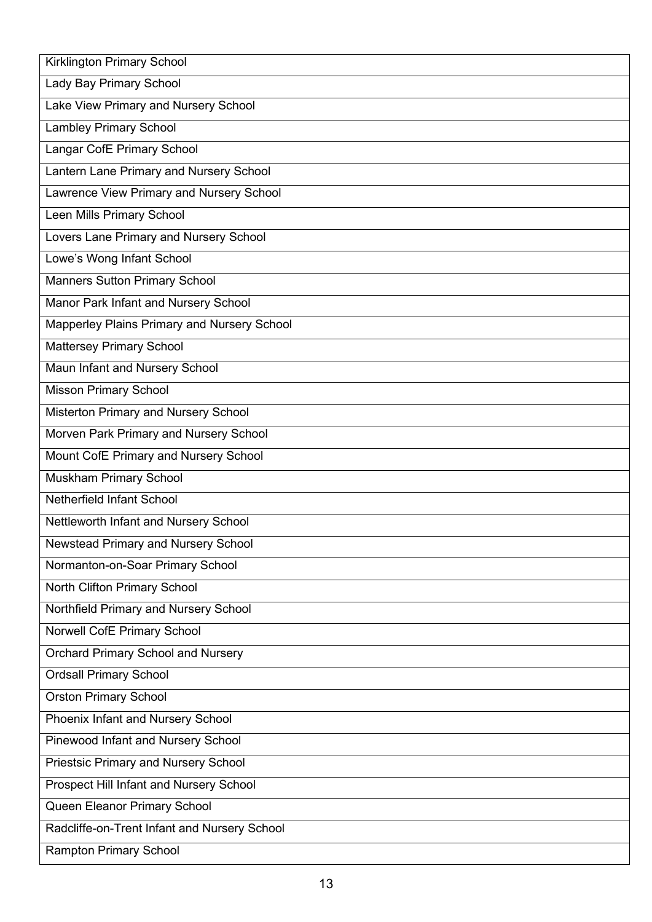| Kirklington Primary School |
|---|
| Lady Bay Primary School |
| Lake View Primary and Nursery School |
| Lambley Primary School |
| Langar CofE Primary School |
| Lantern Lane Primary and Nursery School |
| Lawrence View Primary and Nursery School |
| Leen Mills Primary School |
| Lovers Lane Primary and Nursery School |
| Lowe's Wong Infant School |
| Manners Sutton Primary School |
| Manor Park Infant and Nursery School |
| Mapperley Plains Primary and Nursery School |
| Mattersey Primary School |
| Maun Infant and Nursery School |
| Misson Primary School |
| Misterton Primary and Nursery School |
| Morven Park Primary and Nursery School |
| Mount CofE Primary and Nursery School |
| Muskham Primary School |
| Netherfield Infant School |
| Nettleworth Infant and Nursery School |
| Newstead Primary and Nursery School |
| Normanton-on-Soar Primary School |
| North Clifton Primary School |
| Northfield Primary and Nursery School |
| Norwell CofE Primary School |
| Orchard Primary School and Nursery |
| Ordsall Primary School |
| Orston Primary School |
| Phoenix Infant and Nursery School |
| Pinewood Infant and Nursery School |
| Priestsic Primary and Nursery School |
| Prospect Hill Infant and Nursery School |
| Queen Eleanor Primary School |
| Radcliffe-on-Trent Infant and Nursery School |
| Rampton Primary School |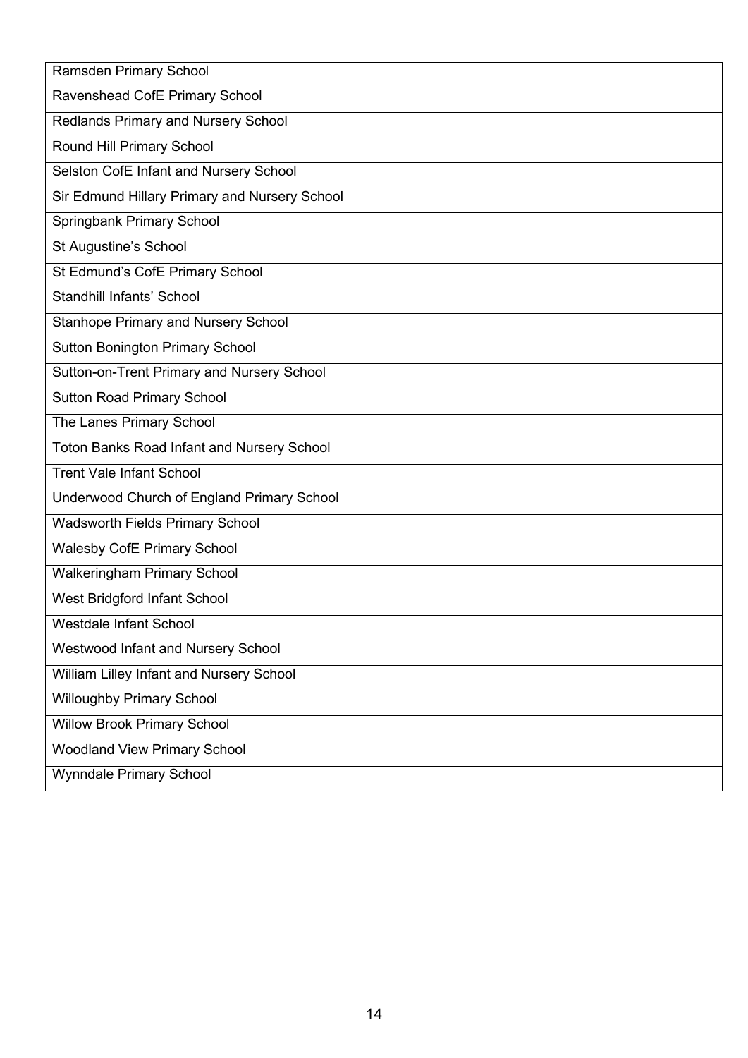| Ramsden Primary School |
| --- |
| Ravenshead CofE Primary School |
| Redlands Primary and Nursery School |
| Round Hill Primary School |
| Selston CofE Infant and Nursery School |
| Sir Edmund Hillary Primary and Nursery School |
| Springbank Primary School |
| St Augustine's School |
| St Edmund's CofE Primary School |
| Standhill Infants' School |
| Stanhope Primary and Nursery School |
| Sutton Bonington Primary School |
| Sutton-on-Trent Primary and Nursery School |
| Sutton Road Primary School |
| The Lanes Primary School |
| Toton Banks Road Infant and Nursery School |
| Trent Vale Infant School |
| Underwood Church of England Primary School |
| Wadsworth Fields Primary School |
| Walesby CofE Primary School |
| Walkeringham Primary School |
| West Bridgford Infant School |
| Westdale Infant School |
| Westwood Infant and Nursery School |
| William Lilley Infant and Nursery School |
| Willoughby Primary School |
| Willow Brook Primary School |
| Woodland View Primary School |
| Wynndale Primary School |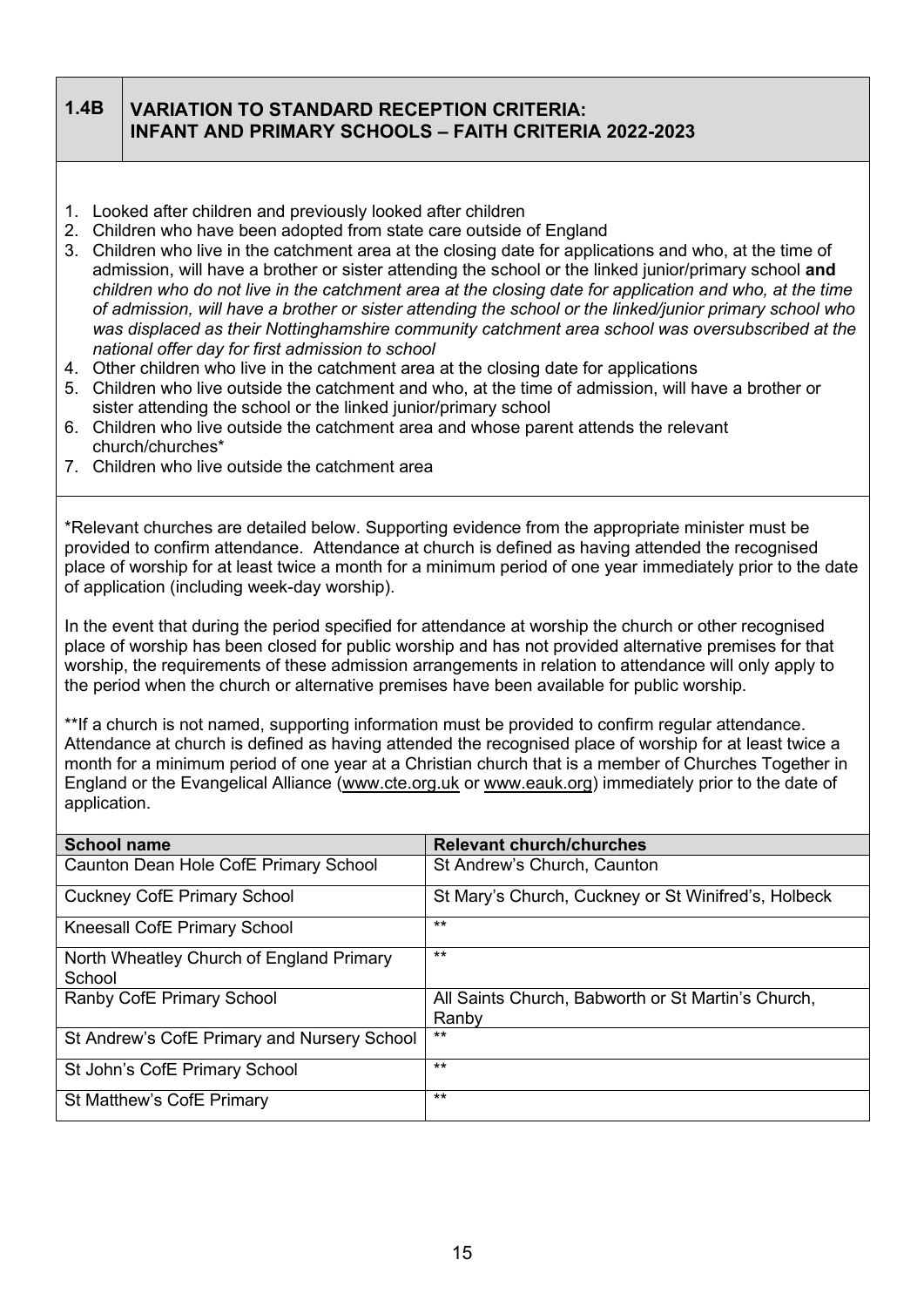## 1.4B VARIATION TO STANDARD RECEPTION CRITERIA: INFANT AND PRIMARY SCHOOLS – FAITH CRITERIA 2022-2023

1. Looked after children and previously looked after children
2. Children who have been adopted from state care outside of England
3. Children who live in the catchment area at the closing date for applications and who, at the time of admission, will have a brother or sister attending the school or the linked junior/primary school **and** *children who do not live in the catchment area at the closing date for application and who, at the time of admission, will have a brother or sister attending the school or the linked/junior primary school who was displaced as their Nottinghamshire community catchment area school was oversubscribed at the national offer day for first admission to school*
4. Other children who live in the catchment area at the closing date for applications
5. Children who live outside the catchment and who, at the time of admission, will have a brother or sister attending the school or the linked junior/primary school
6. Children who live outside the catchment area and whose parent attends the relevant church/churches*
7. Children who live outside the catchment area

*Relevant churches are detailed below. Supporting evidence from the appropriate minister must be provided to confirm attendance. Attendance at church is defined as having attended the recognised place of worship for at least twice a month for a minimum period of one year immediately prior to the date of application (including week-day worship).

In the event that during the period specified for attendance at worship the church or other recognised place of worship has been closed for public worship and has not provided alternative premises for that worship, the requirements of these admission arrangements in relation to attendance will only apply to the period when the church or alternative premises have been available for public worship.

**If a church is not named, supporting information must be provided to confirm regular attendance. Attendance at church is defined as having attended the recognised place of worship for at least twice a month for a minimum period of one year at a Christian church that is a member of Churches Together in England or the Evangelical Alliance (www.cte.org.uk or www.eauk.org) immediately prior to the date of application.

| School name | Relevant church/churches |
| --- | --- |
| Caunton Dean Hole CofE Primary School | St Andrew's Church, Caunton |
| Cuckney CofE Primary School | St Mary's Church, Cuckney or St Winifred's, Holbeck |
| Kneesall CofE Primary School | ** |
| North Wheatley Church of England Primary School | ** |
| Ranby CofE Primary School | All Saints Church, Babworth or St Martin's Church, Ranby |
| St Andrew's CofE Primary and Nursery School | ** |
| St John's CofE Primary School | ** |
| St Matthew's CofE Primary | ** |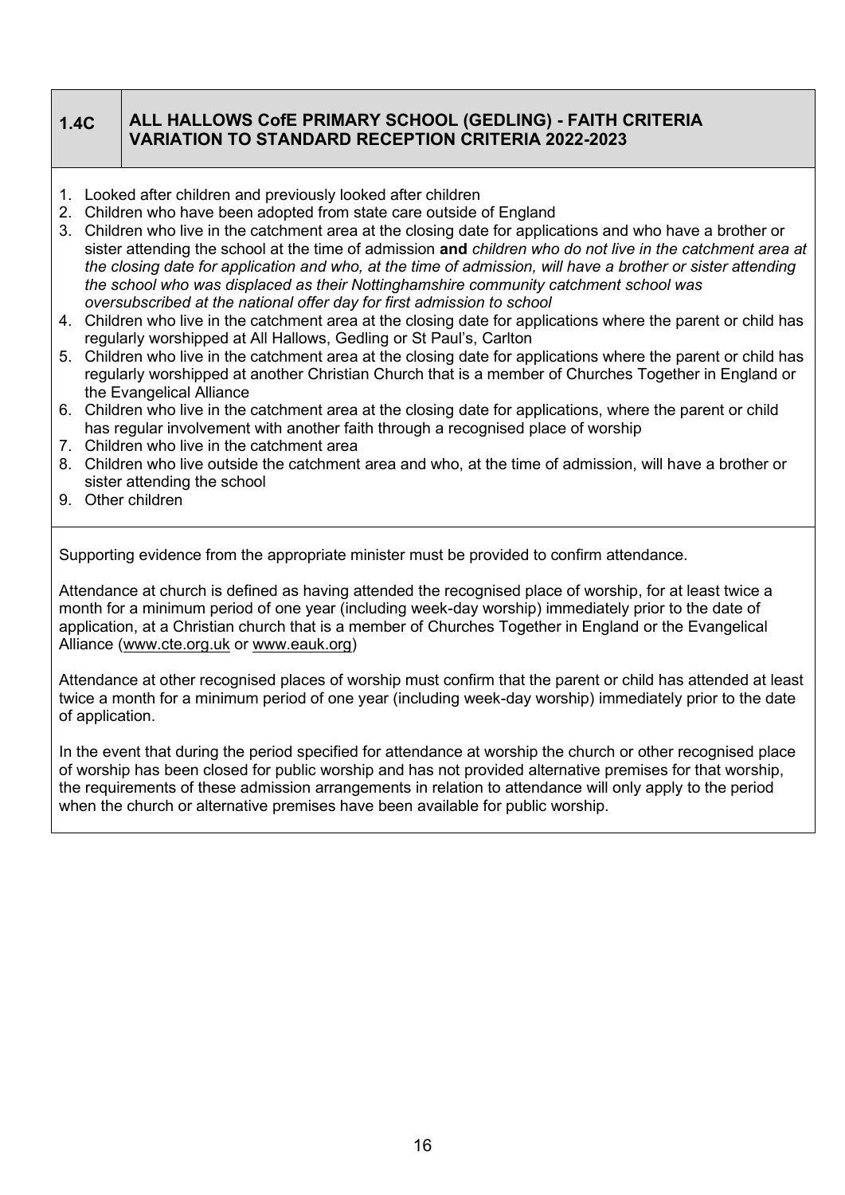## 1.4C ALL HALLOWS CofE PRIMARY SCHOOL (GEDLING) - FAITH CRITERIA VARIATION TO STANDARD RECEPTION CRITERIA 2022-2023

1. Looked after children and previously looked after children
2. Children who have been adopted from state care outside of England
3. Children who live in the catchment area at the closing date for applications and who have a brother or sister attending the school at the time of admission **and** *children who do not live in the catchment area at the closing date for application and who, at the time of admission, will have a brother or sister attending the school who was displaced as their Nottinghamshire community catchment school was oversubscribed at the national offer day for first admission to school*
4. Children who live in the catchment area at the closing date for applications where the parent or child has regularly worshipped at All Hallows, Gedling or St Paul's, Carlton
5. Children who live in the catchment area at the closing date for applications where the parent or child has regularly worshipped at another Christian Church that is a member of Churches Together in England or the Evangelical Alliance
6. Children who live in the catchment area at the closing date for applications, where the parent or child has regular involvement with another faith through a recognised place of worship
7. Children who live in the catchment area
8. Children who live outside the catchment area and who, at the time of admission, will have a brother or sister attending the school
9. Other children

Supporting evidence from the appropriate minister must be provided to confirm attendance.

Attendance at church is defined as having attended the recognised place of worship, for at least twice a month for a minimum period of one year (including week-day worship) immediately prior to the date of application, at a Christian church that is a member of Churches Together in England or the Evangelical Alliance (www.cte.org.uk or www.eauk.org)

Attendance at other recognised places of worship must confirm that the parent or child has attended at least twice a month for a minimum period of one year (including week-day worship) immediately prior to the date of application.

In the event that during the period specified for attendance at worship the church or other recognised place of worship has been closed for public worship and has not provided alternative premises for that worship, the requirements of these admission arrangements in relation to attendance will only apply to the period when the church or alternative premises have been available for public worship.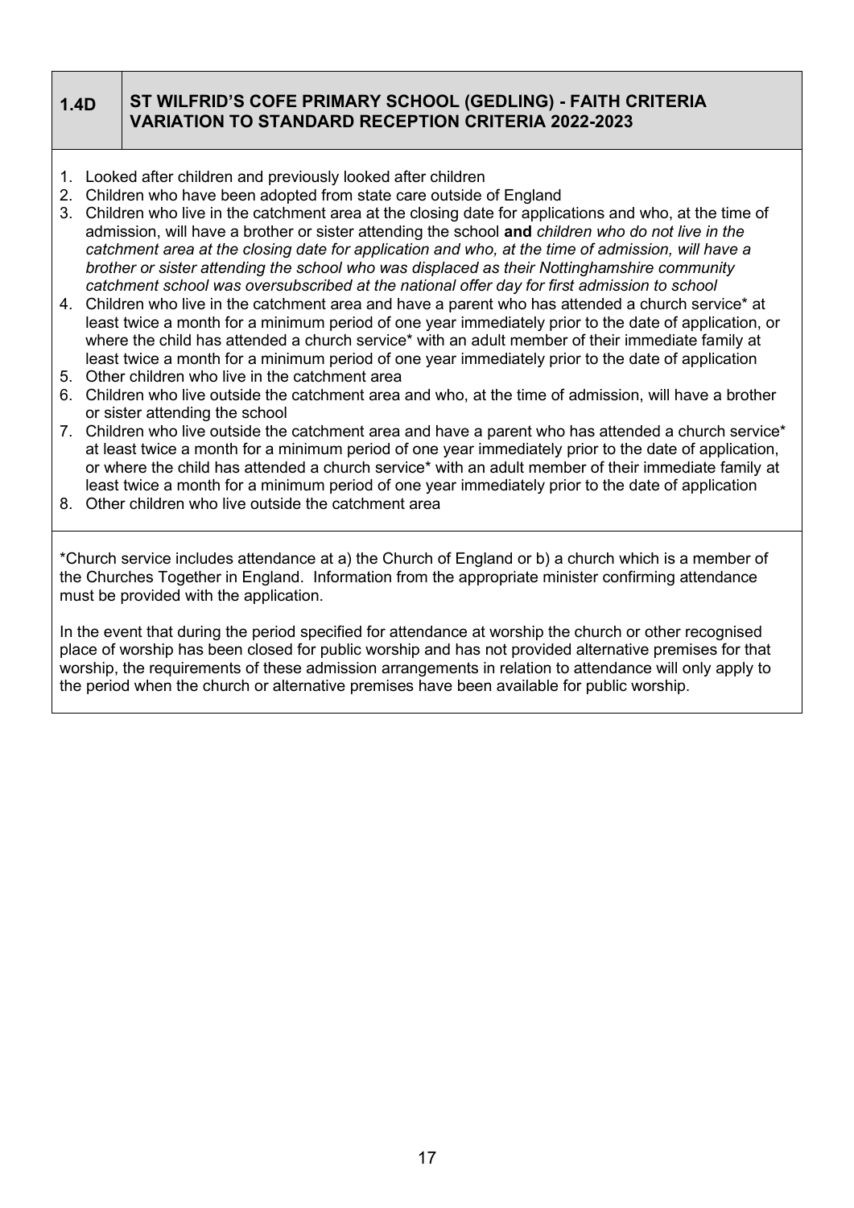## 1.4D ST WILFRID'S COFE PRIMARY SCHOOL (GEDLING) - FAITH CRITERIA VARIATION TO STANDARD RECEPTION CRITERIA 2022-2023

1. Looked after children and previously looked after children
2. Children who have been adopted from state care outside of England
3. Children who live in the catchment area at the closing date for applications and who, at the time of admission, will have a brother or sister attending the school **and** *children who do not live in the catchment area at the closing date for application and who, at the time of admission, will have a brother or sister attending the school who was displaced as their Nottinghamshire community catchment school was oversubscribed at the national offer day for first admission to school*
4. Children who live in the catchment area and have a parent who has attended a church service* at least twice a month for a minimum period of one year immediately prior to the date of application, or where the child has attended a church service* with an adult member of their immediate family at least twice a month for a minimum period of one year immediately prior to the date of application
5. Other children who live in the catchment area
6. Children who live outside the catchment area and who, at the time of admission, will have a brother or sister attending the school
7. Children who live outside the catchment area and have a parent who has attended a church service* at least twice a month for a minimum period of one year immediately prior to the date of application, or where the child has attended a church service* with an adult member of their immediate family at least twice a month for a minimum period of one year immediately prior to the date of application
8. Other children who live outside the catchment area

*Church service includes attendance at a) the Church of England or b) a church which is a member of the Churches Together in England. Information from the appropriate minister confirming attendance must be provided with the application.

In the event that during the period specified for attendance at worship the church or other recognised place of worship has been closed for public worship and has not provided alternative premises for that worship, the requirements of these admission arrangements in relation to attendance will only apply to the period when the church or alternative premises have been available for public worship.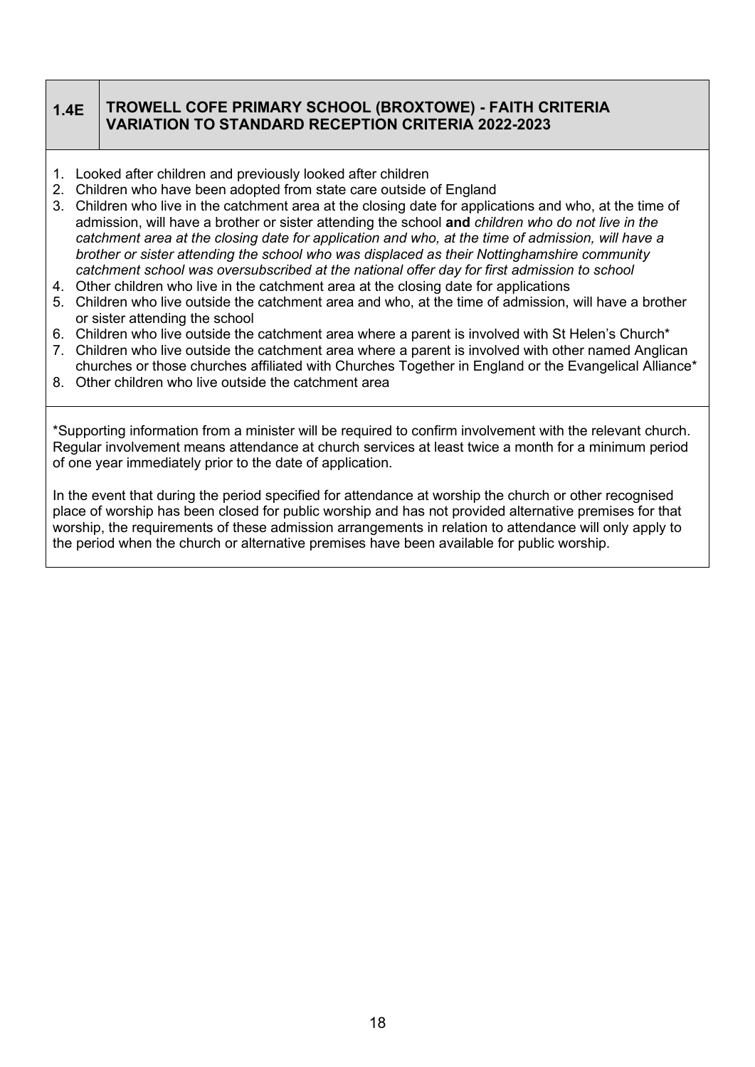## 1.4E TROWELL COFE PRIMARY SCHOOL (BROXTOWE) - FAITH CRITERIA VARIATION TO STANDARD RECEPTION CRITERIA 2022-2023

1. Looked after children and previously looked after children
2. Children who have been adopted from state care outside of England
3. Children who live in the catchment area at the closing date for applications and who, at the time of admission, will have a brother or sister attending the school **and** *children who do not live in the catchment area at the closing date for application and who, at the time of admission, will have a brother or sister attending the school who was displaced as their Nottinghamshire community catchment school was oversubscribed at the national offer day for first admission to school*
4. Other children who live in the catchment area at the closing date for applications
5. Children who live outside the catchment area and who, at the time of admission, will have a brother or sister attending the school
6. Children who live outside the catchment area where a parent is involved with St Helen's Church*
7. Children who live outside the catchment area where a parent is involved with other named Anglican churches or those churches affiliated with Churches Together in England or the Evangelical Alliance*
8. Other children who live outside the catchment area

*Supporting information from a minister will be required to confirm involvement with the relevant church. Regular involvement means attendance at church services at least twice a month for a minimum period of one year immediately prior to the date of application.

In the event that during the period specified for attendance at worship the church or other recognised place of worship has been closed for public worship and has not provided alternative premises for that worship, the requirements of these admission arrangements in relation to attendance will only apply to the period when the church or alternative premises have been available for public worship.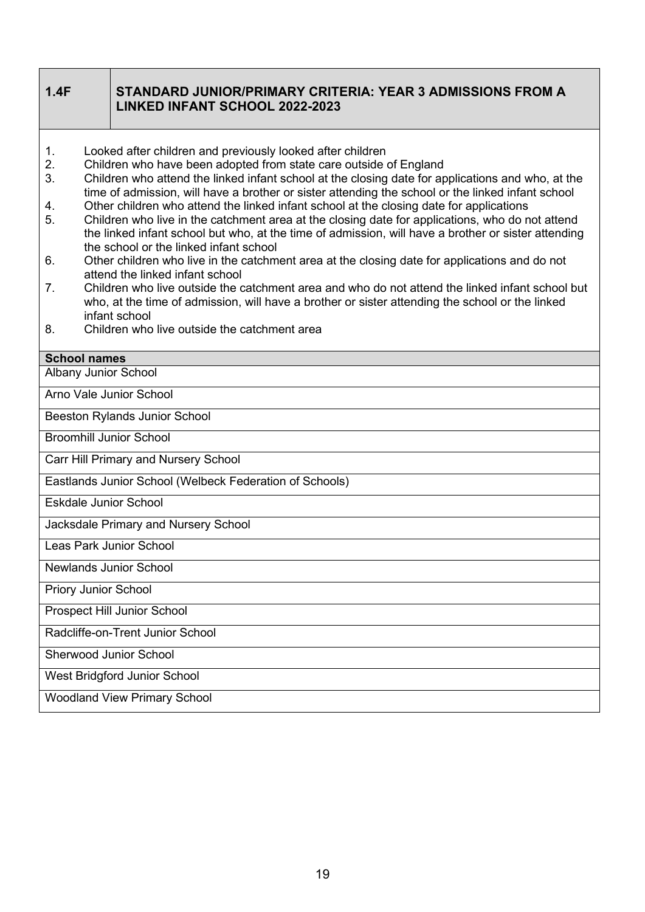## 1.4F STANDARD JUNIOR/PRIMARY CRITERIA: YEAR 3 ADMISSIONS FROM A LINKED INFANT SCHOOL 2022-2023

1. Looked after children and previously looked after children
2. Children who have been adopted from state care outside of England
3. Children who attend the linked infant school at the closing date for applications and who, at the time of admission, will have a brother or sister attending the school or the linked infant school
4. Other children who attend the linked infant school at the closing date for applications
5. Children who live in the catchment area at the closing date for applications, who do not attend the linked infant school but who, at the time of admission, will have a brother or sister attending the school or the linked infant school
6. Other children who live in the catchment area at the closing date for applications and do not attend the linked infant school
7. Children who live outside the catchment area and who do not attend the linked infant school but who, at the time of admission, will have a brother or sister attending the school or the linked infant school
8. Children who live outside the catchment area

| School names |
|---|
| Albany Junior School |
| Arno Vale Junior School |
| Beeston Rylands Junior School |
| Broomhill Junior School |
| Carr Hill Primary and Nursery School |
| Eastlands Junior School (Welbeck Federation of Schools) |
| Eskdale Junior School |
| Jacksdale Primary and Nursery School |
| Leas Park Junior School |
| Newlands Junior School |
| Priory Junior School |
| Prospect Hill Junior School |
| Radcliffe-on-Trent Junior School |
| Sherwood Junior School |
| West Bridgford Junior School |
| Woodland View Primary School |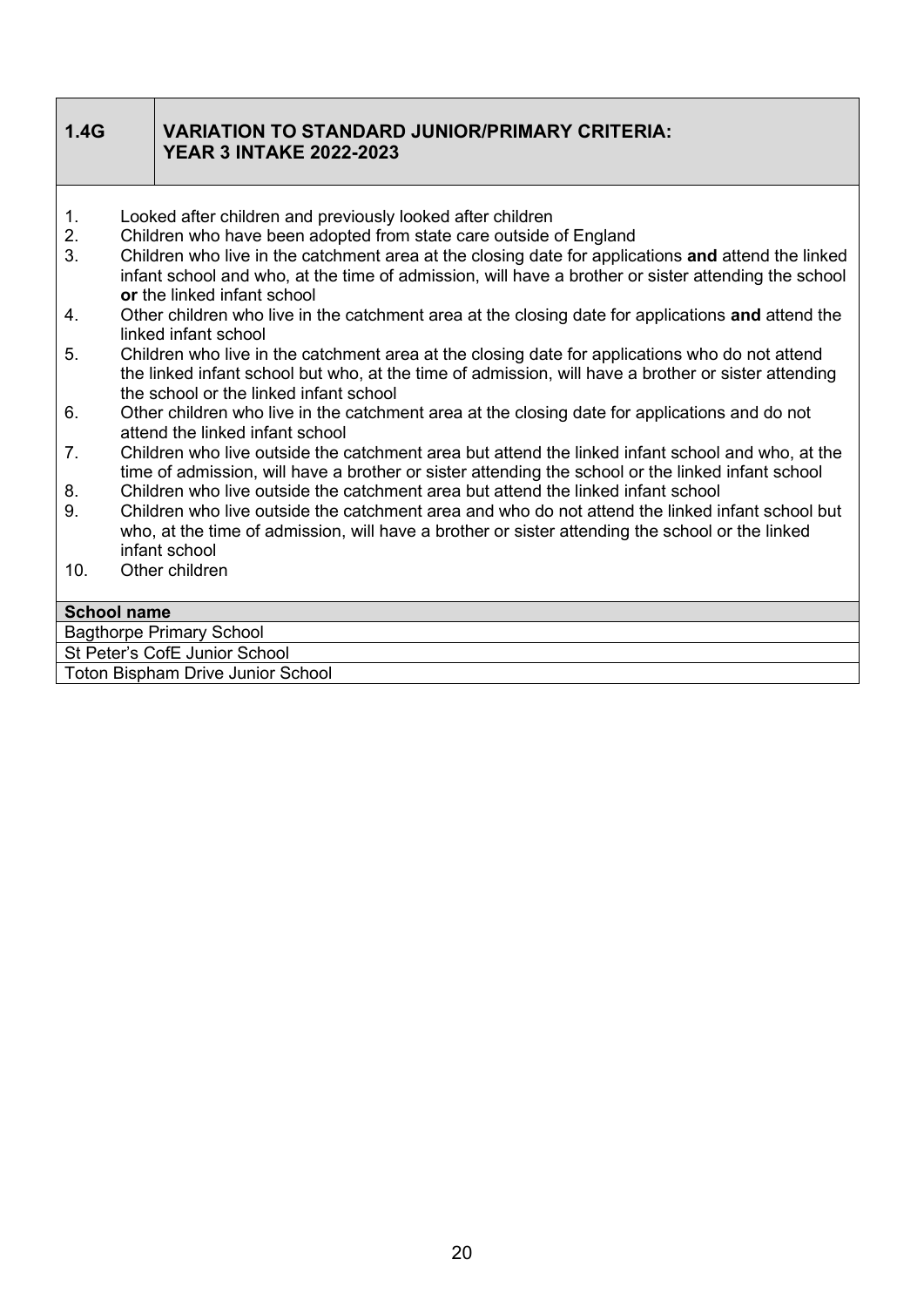## 1.4G VARIATION TO STANDARD JUNIOR/PRIMARY CRITERIA: YEAR 3 INTAKE 2022-2023

1. Looked after children and previously looked after children
2. Children who have been adopted from state care outside of England
3. Children who live in the catchment area at the closing date for applications **and** attend the linked infant school and who, at the time of admission, will have a brother or sister attending the school **or** the linked infant school
4. Other children who live in the catchment area at the closing date for applications **and** attend the linked infant school
5. Children who live in the catchment area at the closing date for applications who do not attend the linked infant school but who, at the time of admission, will have a brother or sister attending the school or the linked infant school
6. Other children who live in the catchment area at the closing date for applications and do not attend the linked infant school
7. Children who live outside the catchment area but attend the linked infant school and who, at the time of admission, will have a brother or sister attending the school or the linked infant school
8. Children who live outside the catchment area but attend the linked infant school
9. Children who live outside the catchment area and who do not attend the linked infant school but who, at the time of admission, will have a brother or sister attending the school or the linked infant school
10. Other children

| School name |
| --- |
| Bagthorpe Primary School |
| St Peter's CofE Junior School |
| Toton Bispham Drive Junior School |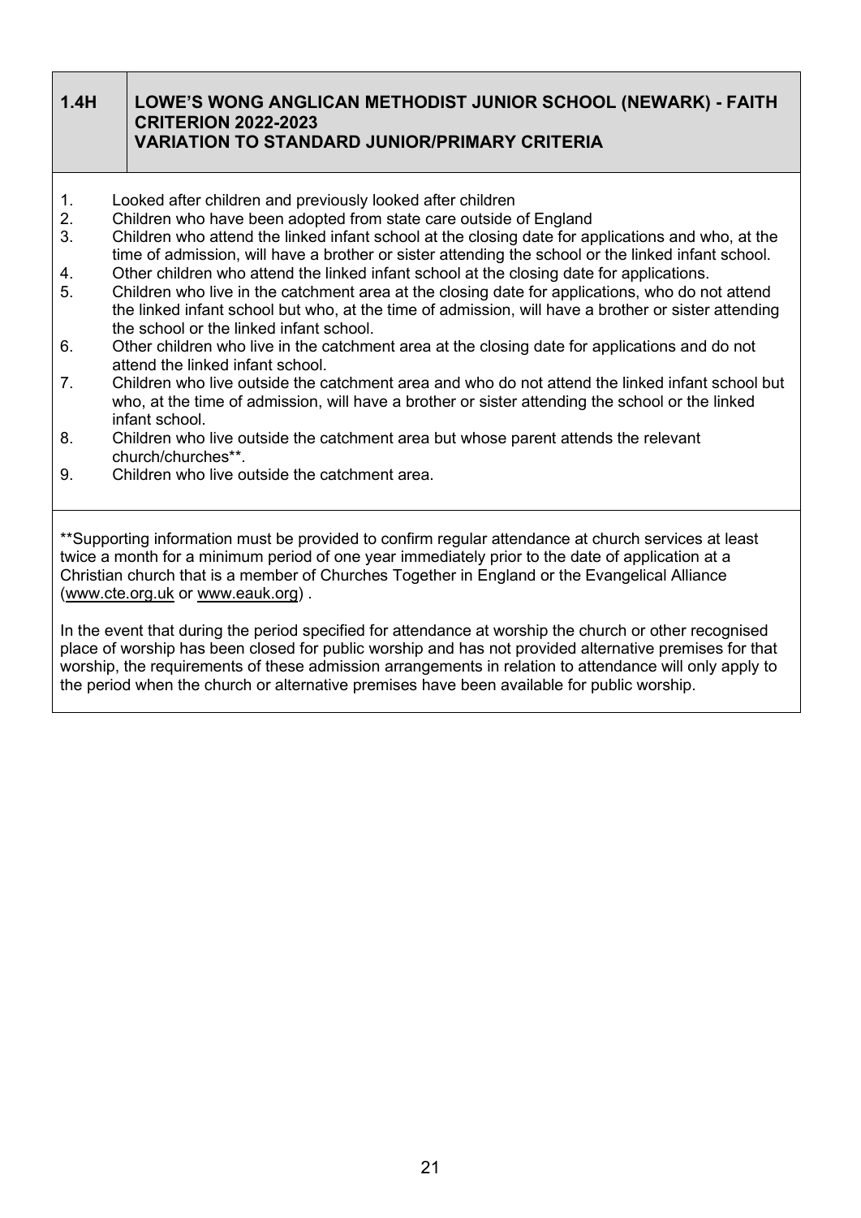## 1.4H LOWE'S WONG ANGLICAN METHODIST JUNIOR SCHOOL (NEWARK) - FAITH CRITERION 2022-2023 VARIATION TO STANDARD JUNIOR/PRIMARY CRITERIA

1. Looked after children and previously looked after children
2. Children who have been adopted from state care outside of England
3. Children who attend the linked infant school at the closing date for applications and who, at the time of admission, will have a brother or sister attending the school or the linked infant school.
4. Other children who attend the linked infant school at the closing date for applications.
5. Children who live in the catchment area at the closing date for applications, who do not attend the linked infant school but who, at the time of admission, will have a brother or sister attending the school or the linked infant school.
6. Other children who live in the catchment area at the closing date for applications and do not attend the linked infant school.
7. Children who live outside the catchment area and who do not attend the linked infant school but who, at the time of admission, will have a brother or sister attending the school or the linked infant school.
8. Children who live outside the catchment area but whose parent attends the relevant church/churches**.
9. Children who live outside the catchment area.

**Supporting information must be provided to confirm regular attendance at church services at least twice a month for a minimum period of one year immediately prior to the date of application at a Christian church that is a member of Churches Together in England or the Evangelical Alliance (www.cte.org.uk or www.eauk.org) .

In the event that during the period specified for attendance at worship the church or other recognised place of worship has been closed for public worship and has not provided alternative premises for that worship, the requirements of these admission arrangements in relation to attendance will only apply to the period when the church or alternative premises have been available for public worship.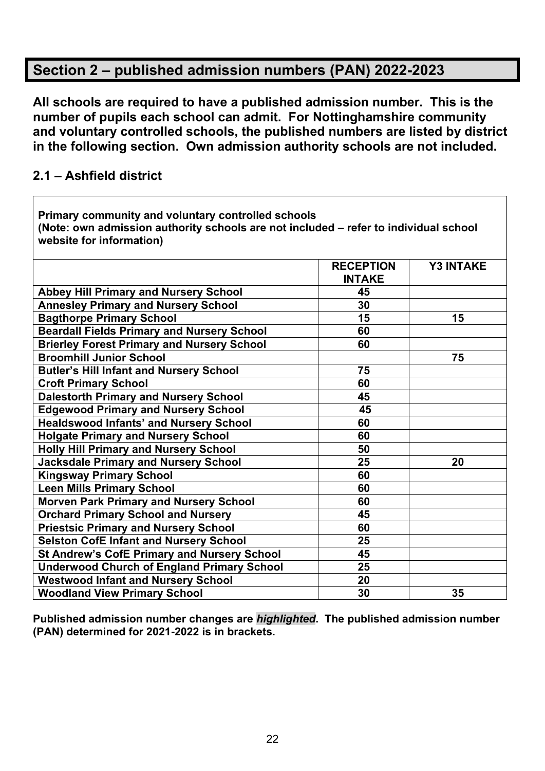## Section 2 – published admission numbers (PAN) 2022-2023

**All schools are required to have a published admission number. This is the number of pupils each school can admit. For Nottinghamshire community and voluntary controlled schools, the published numbers are listed by district in the following section. Own admission authority schools are not included.**

### 2.1 – Ashfield district

**Primary community and voluntary controlled schools**
**(Note: own admission authority schools are not included – refer to individual school website for information)**

| | RECEPTION INTAKE | Y3 INTAKE |
|---|---|---|
| **Abbey Hill Primary and Nursery School** | 45 | |
| **Annesley Primary and Nursery School** | 30 | |
| **Bagthorpe Primary School** | 15 | 15 |
| **Beardall Fields Primary and Nursery School** | 60 | |
| **Brierley Forest Primary and Nursery School** | 60 | |
| **Broomhill Junior School** | | 75 |
| **Butler's Hill Infant and Nursery School** | 75 | |
| **Croft Primary School** | 60 | |
| **Dalestorth Primary and Nursery School** | 45 | |
| **Edgewood Primary and Nursery School** | 45 | |
| **Healdswood Infants' and Nursery School** | 60 | |
| **Holgate Primary and Nursery School** | 60 | |
| **Holly Hill Primary and Nursery School** | 50 | |
| **Jacksdale Primary and Nursery School** | 25 | 20 |
| **Kingsway Primary School** | 60 | |
| **Leen Mills Primary School** | 60 | |
| **Morven Park Primary and Nursery School** | 60 | |
| **Orchard Primary School and Nursery** | 45 | |
| **Priestsic Primary and Nursery School** | 60 | |
| **Selston CofE Infant and Nursery School** | 25 | |
| **St Andrew's CofE Primary and Nursery School** | 45 | |
| **Underwood Church of England Primary School** | 25 | |
| **Westwood Infant and Nursery School** | 20 | |
| **Woodland View Primary School** | 30 | 35 |

**Published admission number changes are *highlighted*. The published admission number (PAN) determined for 2021-2022 is in brackets.**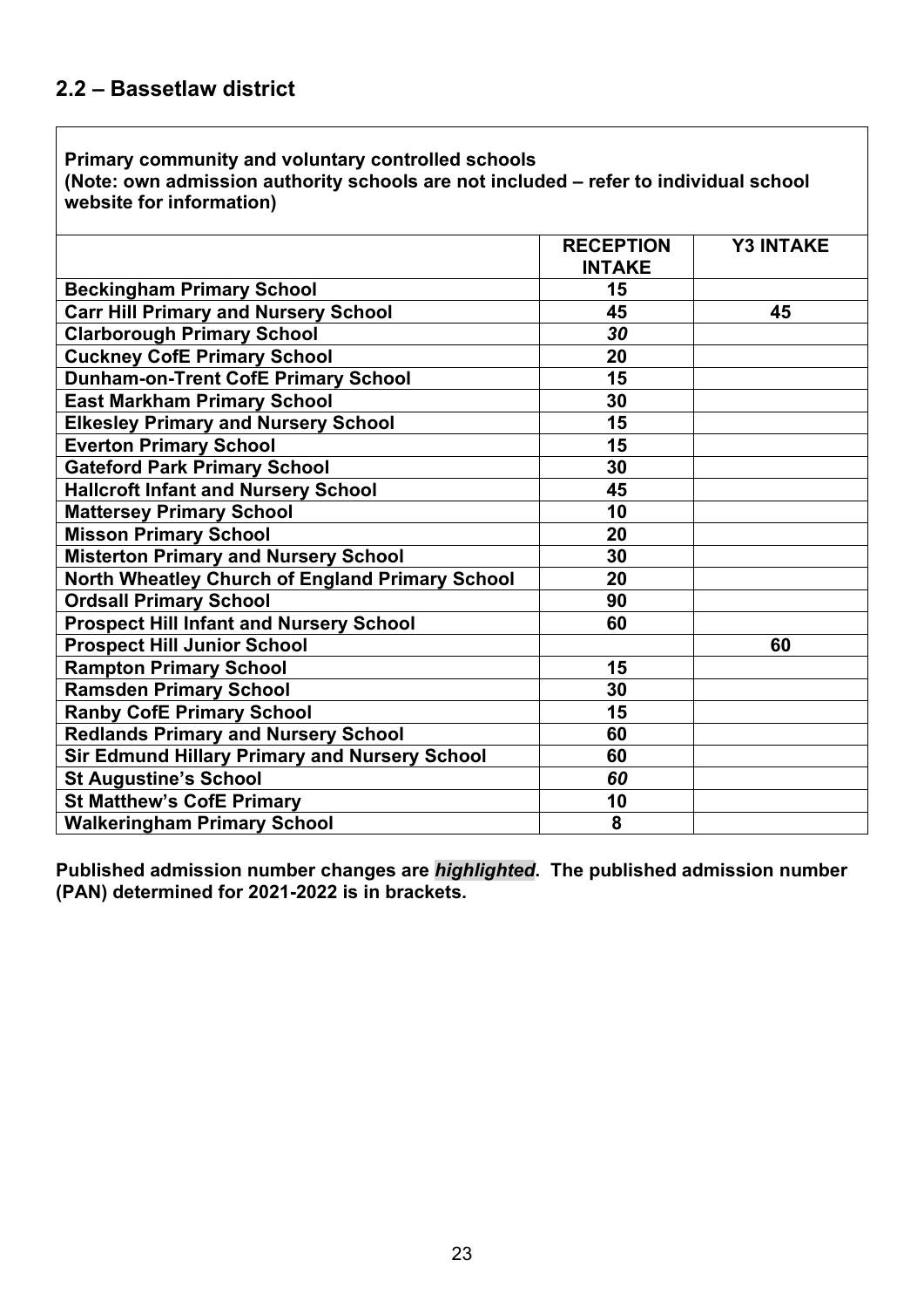## 2.2 – Bassetlaw district

**Primary community and voluntary controlled schools**
**(Note: own admission authority schools are not included – refer to individual school website for information)**

| | RECEPTION INTAKE | Y3 INTAKE |
|---|---|---|
| **Beckingham Primary School** | 15 | |
| **Carr Hill Primary and Nursery School** | 45 | 45 |
| **Clarborough Primary School** | *30* | |
| **Cuckney CofE Primary School** | 20 | |
| **Dunham-on-Trent CofE Primary School** | 15 | |
| **East Markham Primary School** | 30 | |
| **Elkesley Primary and Nursery School** | 15 | |
| **Everton Primary School** | 15 | |
| **Gateford Park Primary School** | 30 | |
| **Hallcroft Infant and Nursery School** | 45 | |
| **Mattersey Primary School** | 10 | |
| **Misson Primary School** | 20 | |
| **Misterton Primary and Nursery School** | 30 | |
| **North Wheatley Church of England Primary School** | 20 | |
| **Ordsall Primary School** | 90 | |
| **Prospect Hill Infant and Nursery School** | 60 | |
| **Prospect Hill Junior School** | | 60 |
| **Rampton Primary School** | 15 | |
| **Ramsden Primary School** | 30 | |
| **Ranby CofE Primary School** | 15 | |
| **Redlands Primary and Nursery School** | 60 | |
| **Sir Edmund Hillary Primary and Nursery School** | 60 | |
| **St Augustine's School** | *60* | |
| **St Matthew's CofE Primary** | 10 | |
| **Walkeringham Primary School** | 8 | |

**Published admission number changes are *highlighted*. The published admission number (PAN) determined for 2021-2022 is in brackets.**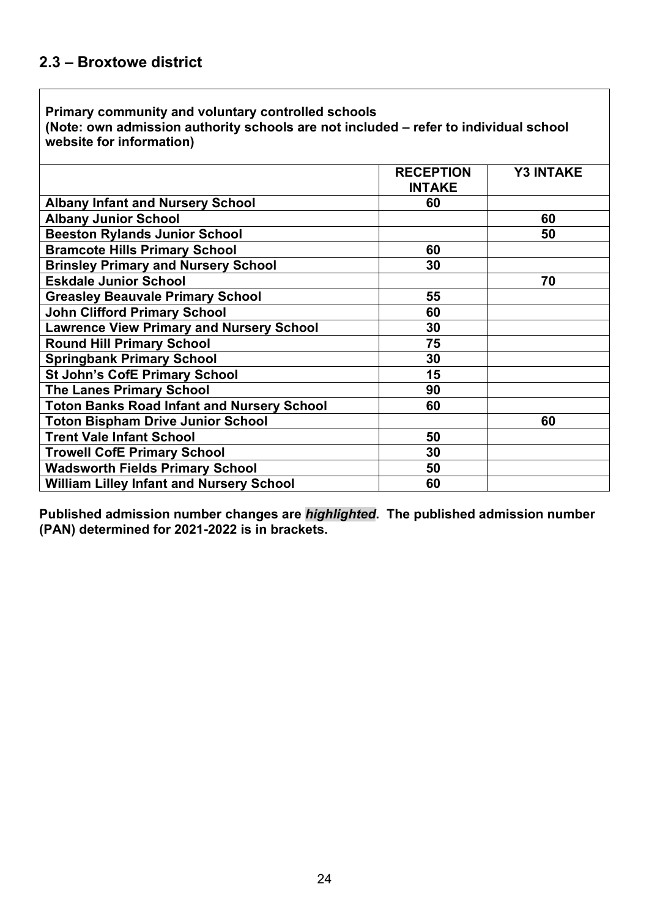## 2.3 – Broxtowe district

**Primary community and voluntary controlled schools**
**(Note: own admission authority schools are not included – refer to individual school website for information)**

| | RECEPTION INTAKE | Y3 INTAKE |
|---|---|---|
| Albany Infant and Nursery School | 60 | |
| Albany Junior School | | 60 |
| Beeston Rylands Junior School | | 50 |
| Bramcote Hills Primary School | 60 | |
| Brinsley Primary and Nursery School | 30 | |
| Eskdale Junior School | | 70 |
| Greasley Beauvale Primary School | 55 | |
| John Clifford Primary School | 60 | |
| Lawrence View Primary and Nursery School | 30 | |
| Round Hill Primary School | 75 | |
| Springbank Primary School | 30 | |
| St John's CofE Primary School | 15 | |
| The Lanes Primary School | 90 | |
| Toton Banks Road Infant and Nursery School | 60 | |
| Toton Bispham Drive Junior School | | 60 |
| Trent Vale Infant School | 50 | |
| Trowell CofE Primary School | 30 | |
| Wadsworth Fields Primary School | 50 | |
| William Lilley Infant and Nursery School | 60 | |

**Published admission number changes are *highlighted*. The published admission number (PAN) determined for 2021-2022 is in brackets.**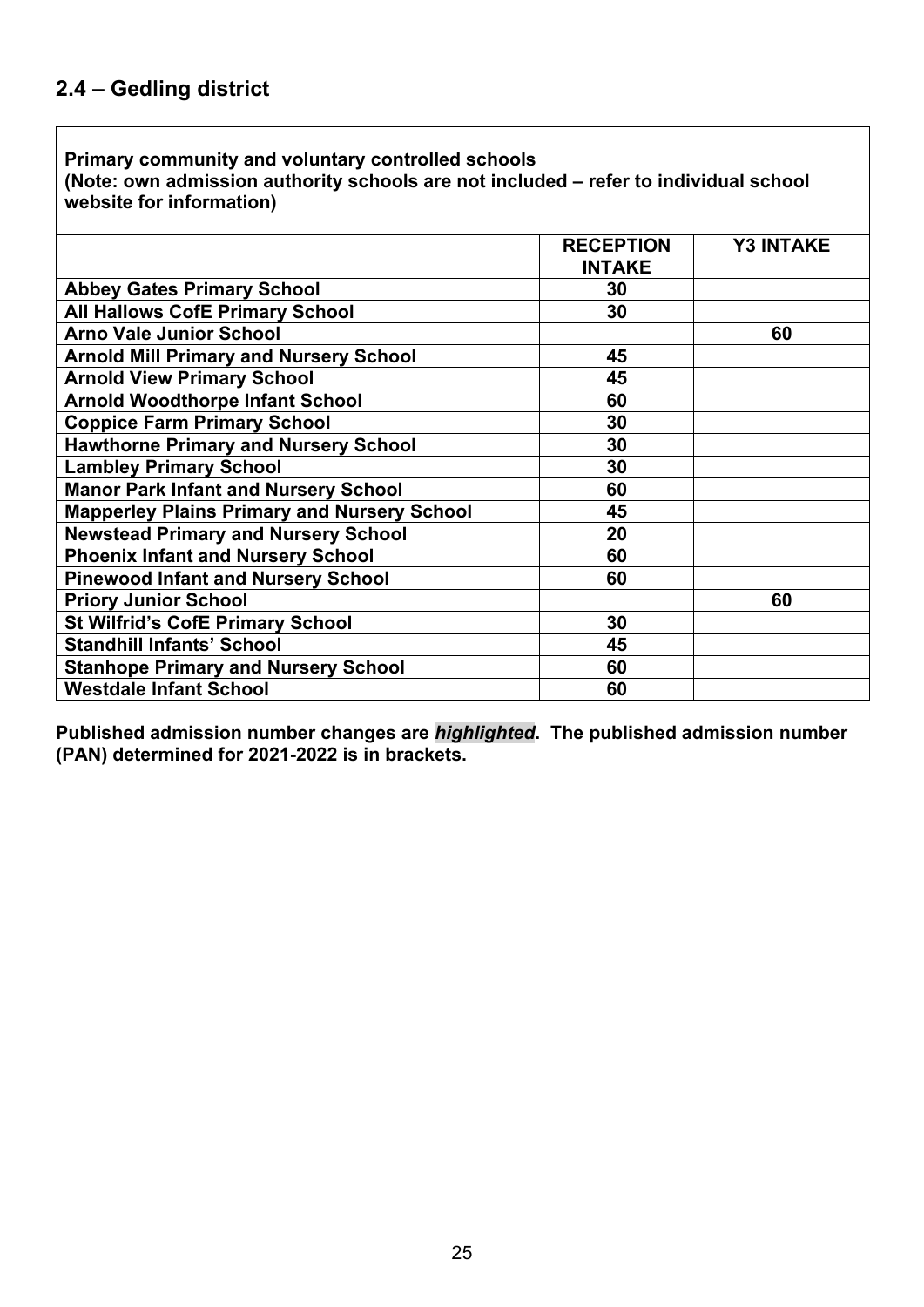## 2.4 – Gedling district

**Primary community and voluntary controlled schools**
**(Note: own admission authority schools are not included – refer to individual school website for information)**

| | RECEPTION INTAKE | Y3 INTAKE |
|---|---|---|
| **Abbey Gates Primary School** | 30 | |
| **All Hallows CofE Primary School** | 30 | |
| **Arno Vale Junior School** | | 60 |
| **Arnold Mill Primary and Nursery School** | 45 | |
| **Arnold View Primary School** | 45 | |
| **Arnold Woodthorpe Infant School** | 60 | |
| **Coppice Farm Primary School** | 30 | |
| **Hawthorne Primary and Nursery School** | 30 | |
| **Lambley Primary School** | 30 | |
| **Manor Park Infant and Nursery School** | 60 | |
| **Mapperley Plains Primary and Nursery School** | 45 | |
| **Newstead Primary and Nursery School** | 20 | |
| **Phoenix Infant and Nursery School** | 60 | |
| **Pinewood Infant and Nursery School** | 60 | |
| **Priory Junior School** | | 60 |
| **St Wilfrid's CofE Primary School** | 30 | |
| **Standhill Infants' School** | 45 | |
| **Stanhope Primary and Nursery School** | 60 | |
| **Westdale Infant School** | 60 | |

**Published admission number changes are *highlighted*. The published admission number (PAN) determined for 2021-2022 is in brackets.**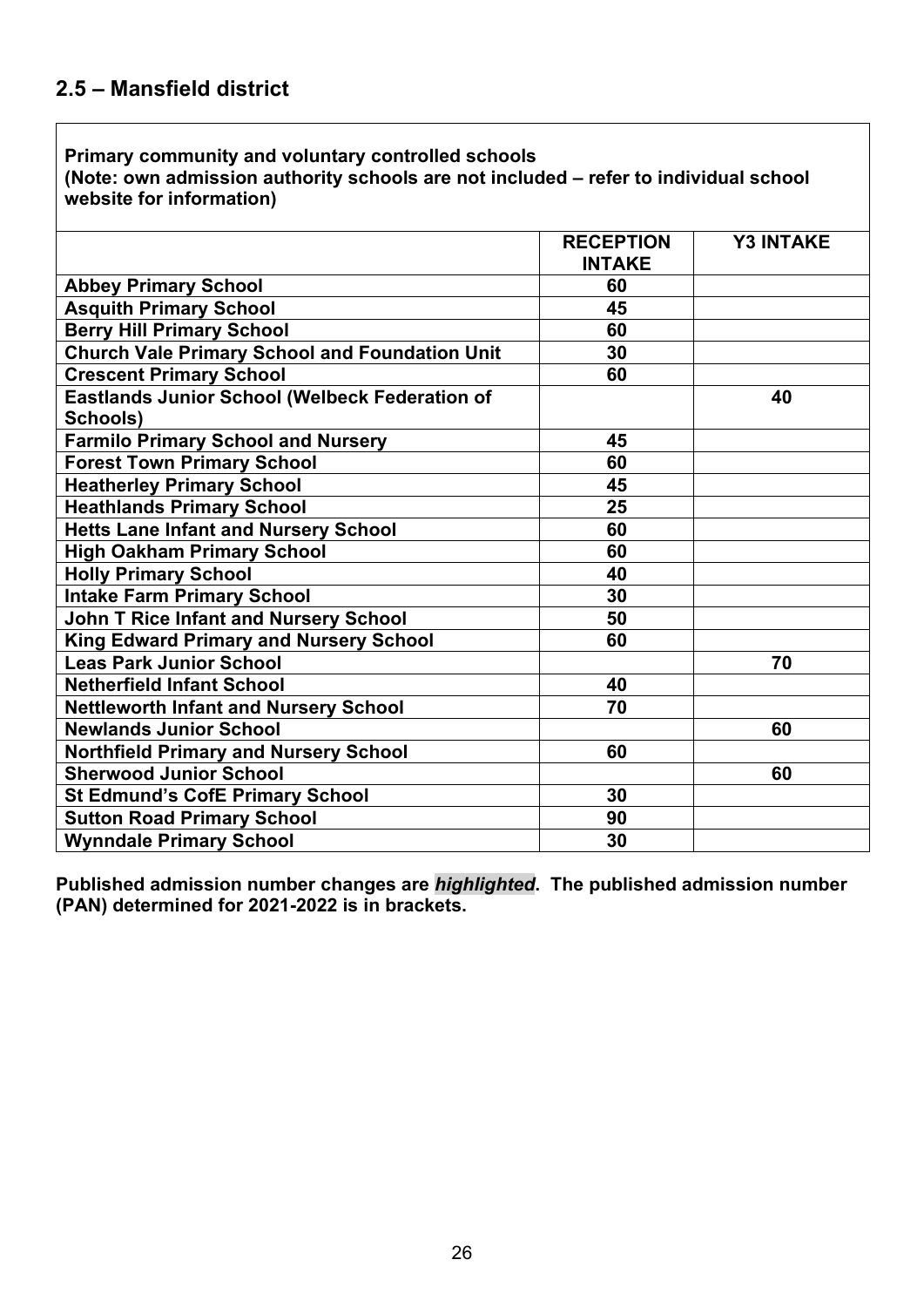## 2.5 – Mansfield district

**Primary community and voluntary controlled schools**
**(Note: own admission authority schools are not included – refer to individual school website for information)**

| | RECEPTION INTAKE | Y3 INTAKE |
|---|---|---|
| **Abbey Primary School** | 60 | |
| **Asquith Primary School** | 45 | |
| **Berry Hill Primary School** | 60 | |
| **Church Vale Primary School and Foundation Unit** | 30 | |
| **Crescent Primary School** | 60 | |
| **Eastlands Junior School (Welbeck Federation of Schools)** | | 40 |
| **Farmilo Primary School and Nursery** | 45 | |
| **Forest Town Primary School** | 60 | |
| **Heatherley Primary School** | 45 | |
| **Heathlands Primary School** | 25 | |
| **Hetts Lane Infant and Nursery School** | 60 | |
| **High Oakham Primary School** | 60 | |
| **Holly Primary School** | 40 | |
| **Intake Farm Primary School** | 30 | |
| **John T Rice Infant and Nursery School** | 50 | |
| **King Edward Primary and Nursery School** | 60 | |
| **Leas Park Junior School** | | 70 |
| **Netherfield Infant School** | 40 | |
| **Nettleworth Infant and Nursery School** | 70 | |
| **Newlands Junior School** | | 60 |
| **Northfield Primary and Nursery School** | 60 | |
| **Sherwood Junior School** | | 60 |
| **St Edmund's CofE Primary School** | 30 | |
| **Sutton Road Primary School** | 90 | |
| **Wynndale Primary School** | 30 | |

**Published admission number changes are *highlighted*. The published admission number (PAN) determined for 2021-2022 is in brackets.**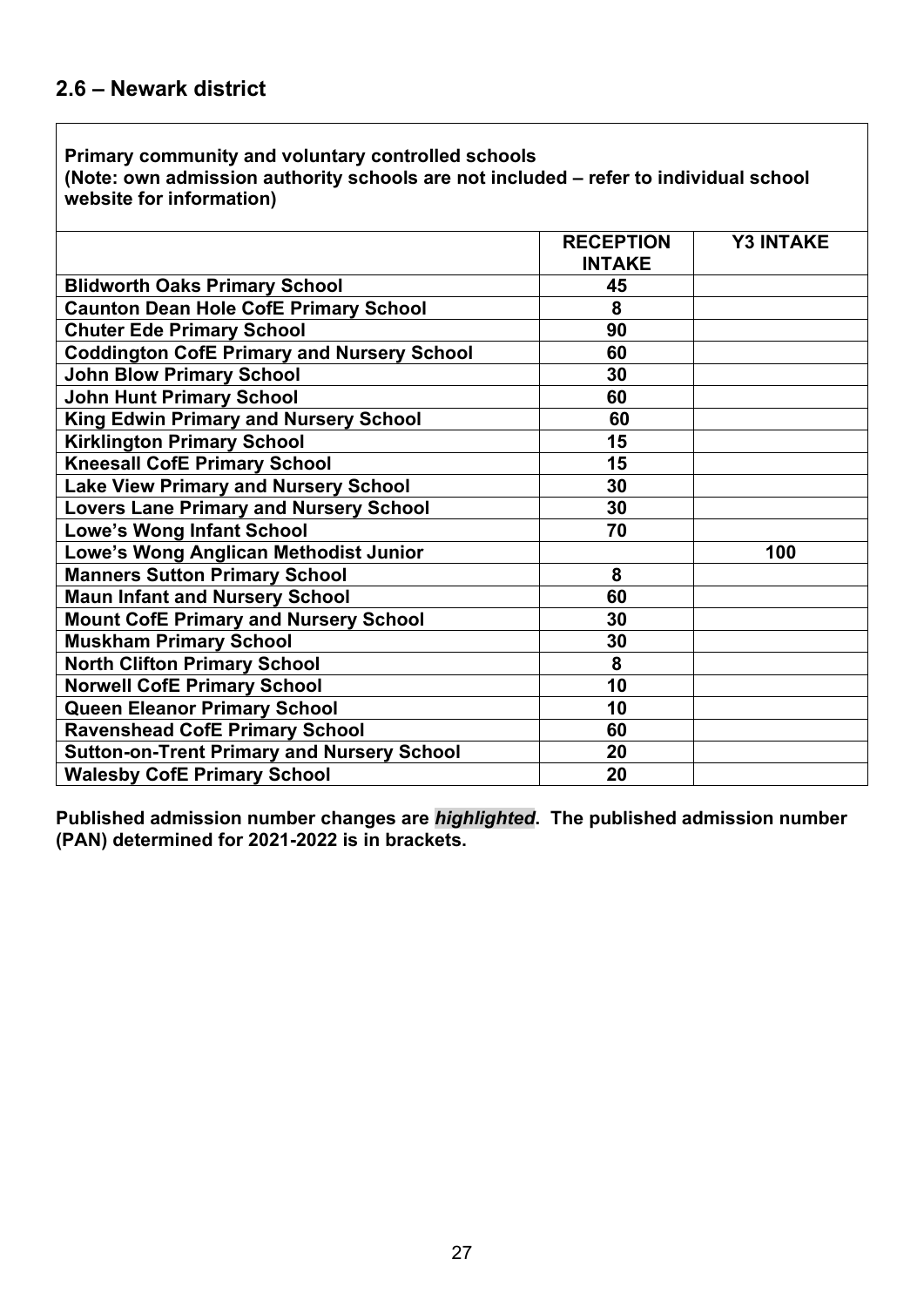## 2.6 – Newark district

| **Primary community and voluntary controlled schools (Note: own admission authority schools are not included – refer to individual school website for information)** | | |
|---|---|---|
| | **RECEPTION INTAKE** | **Y3 INTAKE** |
| **Blidworth Oaks Primary School** | **45** | |
| **Caunton Dean Hole CofE Primary School** | **8** | |
| **Chuter Ede Primary School** | **90** | |
| **Coddington CofE Primary and Nursery School** | **60** | |
| **John Blow Primary School** | **30** | |
| **John Hunt Primary School** | **60** | |
| **King Edwin Primary and Nursery School** | **60** | |
| **Kirklington Primary School** | **15** | |
| **Kneesall CofE Primary School** | **15** | |
| **Lake View Primary and Nursery School** | **30** | |
| **Lovers Lane Primary and Nursery School** | **30** | |
| **Lowe's Wong Infant School** | **70** | |
| **Lowe's Wong Anglican Methodist Junior** | | **100** |
| **Manners Sutton Primary School** | **8** | |
| **Maun Infant and Nursery School** | **60** | |
| **Mount CofE Primary and Nursery School** | **30** | |
| **Muskham Primary School** | **30** | |
| **North Clifton Primary School** | **8** | |
| **Norwell CofE Primary School** | **10** | |
| **Queen Eleanor Primary School** | **10** | |
| **Ravenshead CofE Primary School** | **60** | |
| **Sutton-on-Trent Primary and Nursery School** | **20** | |
| **Walesby CofE Primary School** | **20** | |

**Published admission number changes are *highlighted*. The published admission number (PAN) determined for 2021-2022 is in brackets.**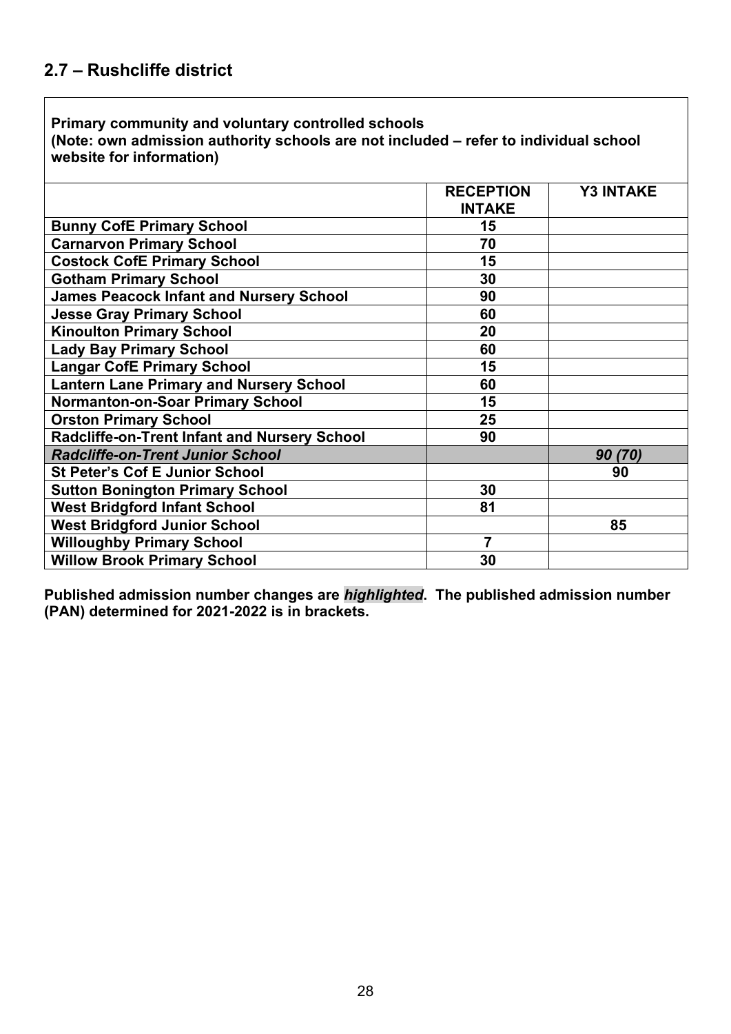## 2.7 – Rushcliffe district

**Primary community and voluntary controlled schools**
**(Note: own admission authority schools are not included – refer to individual school website for information)**

| | RECEPTION INTAKE | Y3 INTAKE |
|---|---|---|
| **Bunny CofE Primary School** | 15 | |
| **Carnarvon Primary School** | 70 | |
| **Costock CofE Primary School** | 15 | |
| **Gotham Primary School** | 30 | |
| **James Peacock Infant and Nursery School** | 90 | |
| **Jesse Gray Primary School** | 60 | |
| **Kinoulton Primary School** | 20 | |
| **Lady Bay Primary School** | 60 | |
| **Langar CofE Primary School** | 15 | |
| **Lantern Lane Primary and Nursery School** | 60 | |
| **Normanton-on-Soar Primary School** | 15 | |
| **Orston Primary School** | 25 | |
| **Radcliffe-on-Trent Infant and Nursery School** | 90 | |
| ***Radcliffe-on-Trent Junior School*** | | *90 (70)* |
| **St Peter's Cof E Junior School** | | 90 |
| **Sutton Bonington Primary School** | 30 | |
| **West Bridgford Infant School** | 81 | |
| **West Bridgford Junior School** | | 85 |
| **Willoughby Primary School** | 7 | |
| **Willow Brook Primary School** | 30 | |

**Published admission number changes are *highlighted*. The published admission number (PAN) determined for 2021-2022 is in brackets.**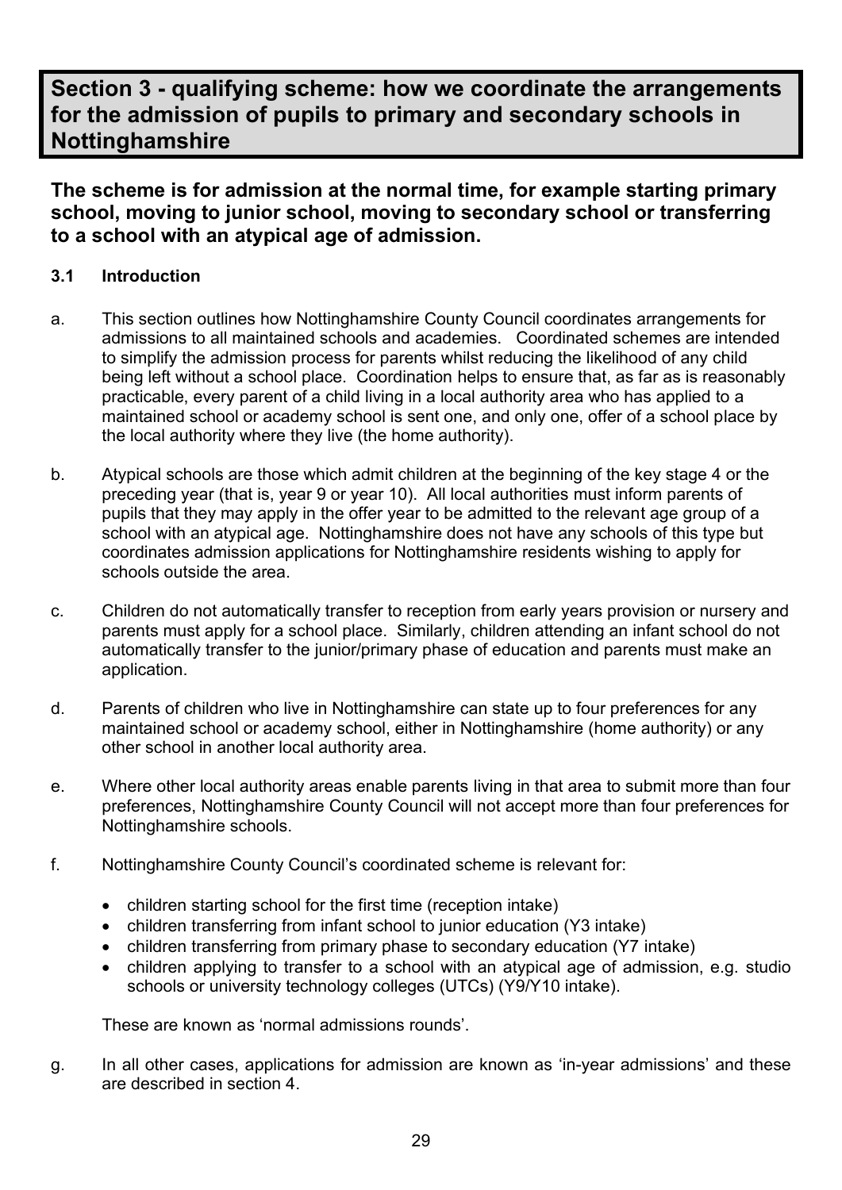# Section 3 - qualifying scheme: how we coordinate the arrangements for the admission of pupils to primary and secondary schools in Nottinghamshire

**The scheme is for admission at the normal time, for example starting primary school, moving to junior school, moving to secondary school or transferring to a school with an atypical age of admission.**

### 3.1 Introduction

a. This section outlines how Nottinghamshire County Council coordinates arrangements for admissions to all maintained schools and academies. Coordinated schemes are intended to simplify the admission process for parents whilst reducing the likelihood of any child being left without a school place. Coordination helps to ensure that, as far as is reasonably practicable, every parent of a child living in a local authority area who has applied to a maintained school or academy school is sent one, and only one, offer of a school place by the local authority where they live (the home authority).

b. Atypical schools are those which admit children at the beginning of the key stage 4 or the preceding year (that is, year 9 or year 10). All local authorities must inform parents of pupils that they may apply in the offer year to be admitted to the relevant age group of a school with an atypical age. Nottinghamshire does not have any schools of this type but coordinates admission applications for Nottinghamshire residents wishing to apply for schools outside the area.

c. Children do not automatically transfer to reception from early years provision or nursery and parents must apply for a school place. Similarly, children attending an infant school do not automatically transfer to the junior/primary phase of education and parents must make an application.

d. Parents of children who live in Nottinghamshire can state up to four preferences for any maintained school or academy school, either in Nottinghamshire (home authority) or any other school in another local authority area.

e. Where other local authority areas enable parents living in that area to submit more than four preferences, Nottinghamshire County Council will not accept more than four preferences for Nottinghamshire schools.

f. Nottinghamshire County Council's coordinated scheme is relevant for:

- children starting school for the first time (reception intake)
- children transferring from infant school to junior education (Y3 intake)
- children transferring from primary phase to secondary education (Y7 intake)
- children applying to transfer to a school with an atypical age of admission, e.g. studio schools or university technology colleges (UTCs) (Y9/Y10 intake).

These are known as 'normal admissions rounds'.

g. In all other cases, applications for admission are known as 'in-year admissions' and these are described in section 4.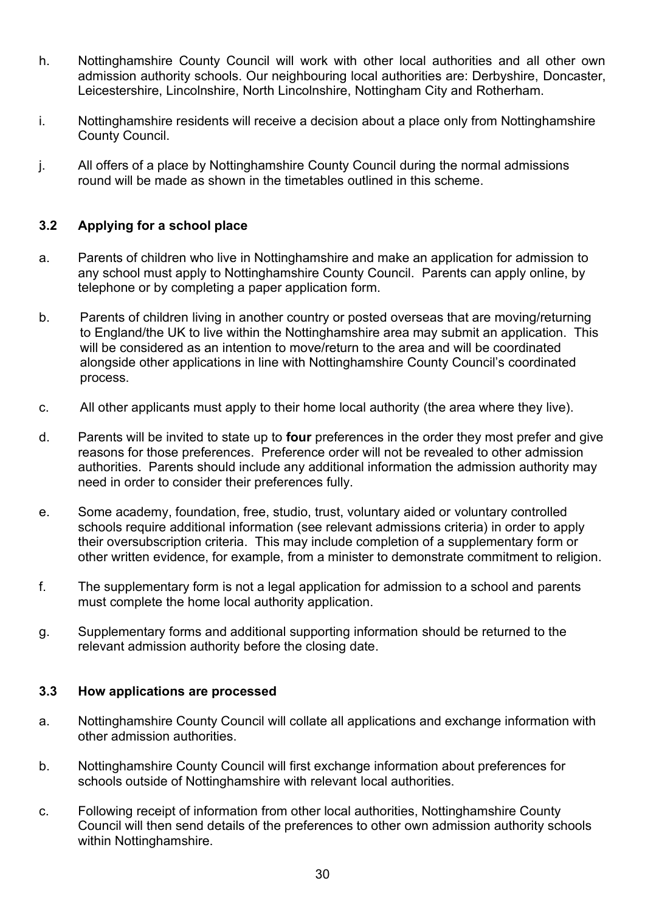h. Nottinghamshire County Council will work with other local authorities and all other own admission authority schools. Our neighbouring local authorities are: Derbyshire, Doncaster, Leicestershire, Lincolnshire, North Lincolnshire, Nottingham City and Rotherham.

i. Nottinghamshire residents will receive a decision about a place only from Nottinghamshire County Council.

j. All offers of a place by Nottinghamshire County Council during the normal admissions round will be made as shown in the timetables outlined in this scheme.

### 3.2 Applying for a school place

a. Parents of children who live in Nottinghamshire and make an application for admission to any school must apply to Nottinghamshire County Council. Parents can apply online, by telephone or by completing a paper application form.

b. Parents of children living in another country or posted overseas that are moving/returning to England/the UK to live within the Nottinghamshire area may submit an application. This will be considered as an intention to move/return to the area and will be coordinated alongside other applications in line with Nottinghamshire County Council's coordinated process.

c. All other applicants must apply to their home local authority (the area where they live).

d. Parents will be invited to state up to **four** preferences in the order they most prefer and give reasons for those preferences. Preference order will not be revealed to other admission authorities. Parents should include any additional information the admission authority may need in order to consider their preferences fully.

e. Some academy, foundation, free, studio, trust, voluntary aided or voluntary controlled schools require additional information (see relevant admissions criteria) in order to apply their oversubscription criteria. This may include completion of a supplementary form or other written evidence, for example, from a minister to demonstrate commitment to religion.

f. The supplementary form is not a legal application for admission to a school and parents must complete the home local authority application.

g. Supplementary forms and additional supporting information should be returned to the relevant admission authority before the closing date.

### 3.3 How applications are processed

a. Nottinghamshire County Council will collate all applications and exchange information with other admission authorities.

b. Nottinghamshire County Council will first exchange information about preferences for schools outside of Nottinghamshire with relevant local authorities.

c. Following receipt of information from other local authorities, Nottinghamshire County Council will then send details of the preferences to other own admission authority schools within Nottinghamshire.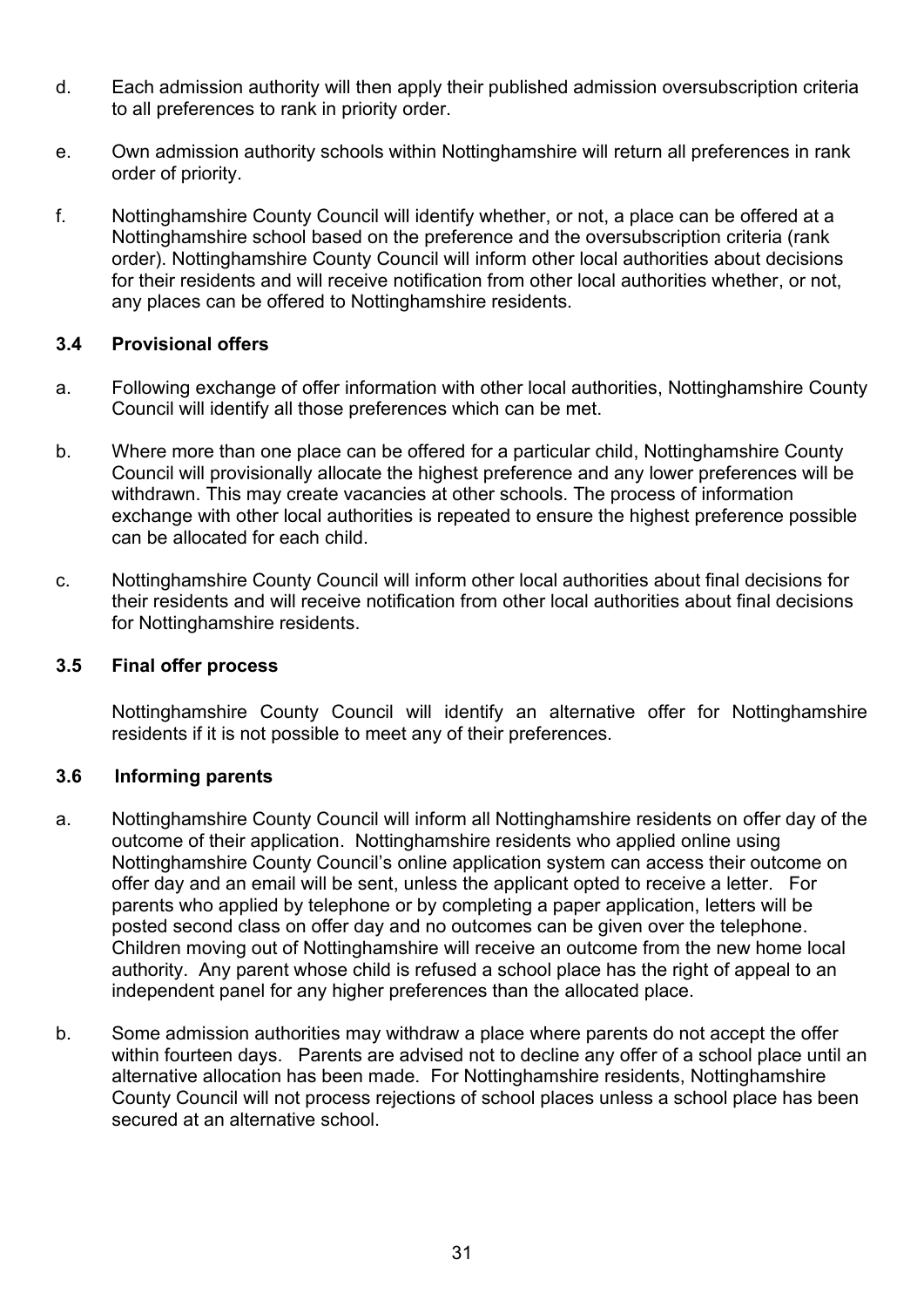d. Each admission authority will then apply their published admission oversubscription criteria to all preferences to rank in priority order.

e. Own admission authority schools within Nottinghamshire will return all preferences in rank order of priority.

f. Nottinghamshire County Council will identify whether, or not, a place can be offered at a Nottinghamshire school based on the preference and the oversubscription criteria (rank order). Nottinghamshire County Council will inform other local authorities about decisions for their residents and will receive notification from other local authorities whether, or not, any places can be offered to Nottinghamshire residents.

### 3.4 Provisional offers

a. Following exchange of offer information with other local authorities, Nottinghamshire County Council will identify all those preferences which can be met.

b. Where more than one place can be offered for a particular child, Nottinghamshire County Council will provisionally allocate the highest preference and any lower preferences will be withdrawn. This may create vacancies at other schools. The process of information exchange with other local authorities is repeated to ensure the highest preference possible can be allocated for each child.

c. Nottinghamshire County Council will inform other local authorities about final decisions for their residents and will receive notification from other local authorities about final decisions for Nottinghamshire residents.

### 3.5 Final offer process

Nottinghamshire County Council will identify an alternative offer for Nottinghamshire residents if it is not possible to meet any of their preferences.

### 3.6 Informing parents

a. Nottinghamshire County Council will inform all Nottinghamshire residents on offer day of the outcome of their application. Nottinghamshire residents who applied online using Nottinghamshire County Council's online application system can access their outcome on offer day and an email will be sent, unless the applicant opted to receive a letter. For parents who applied by telephone or by completing a paper application, letters will be posted second class on offer day and no outcomes can be given over the telephone. Children moving out of Nottinghamshire will receive an outcome from the new home local authority. Any parent whose child is refused a school place has the right of appeal to an independent panel for any higher preferences than the allocated place.

b. Some admission authorities may withdraw a place where parents do not accept the offer within fourteen days. Parents are advised not to decline any offer of a school place until an alternative allocation has been made. For Nottinghamshire residents, Nottinghamshire County Council will not process rejections of school places unless a school place has been secured at an alternative school.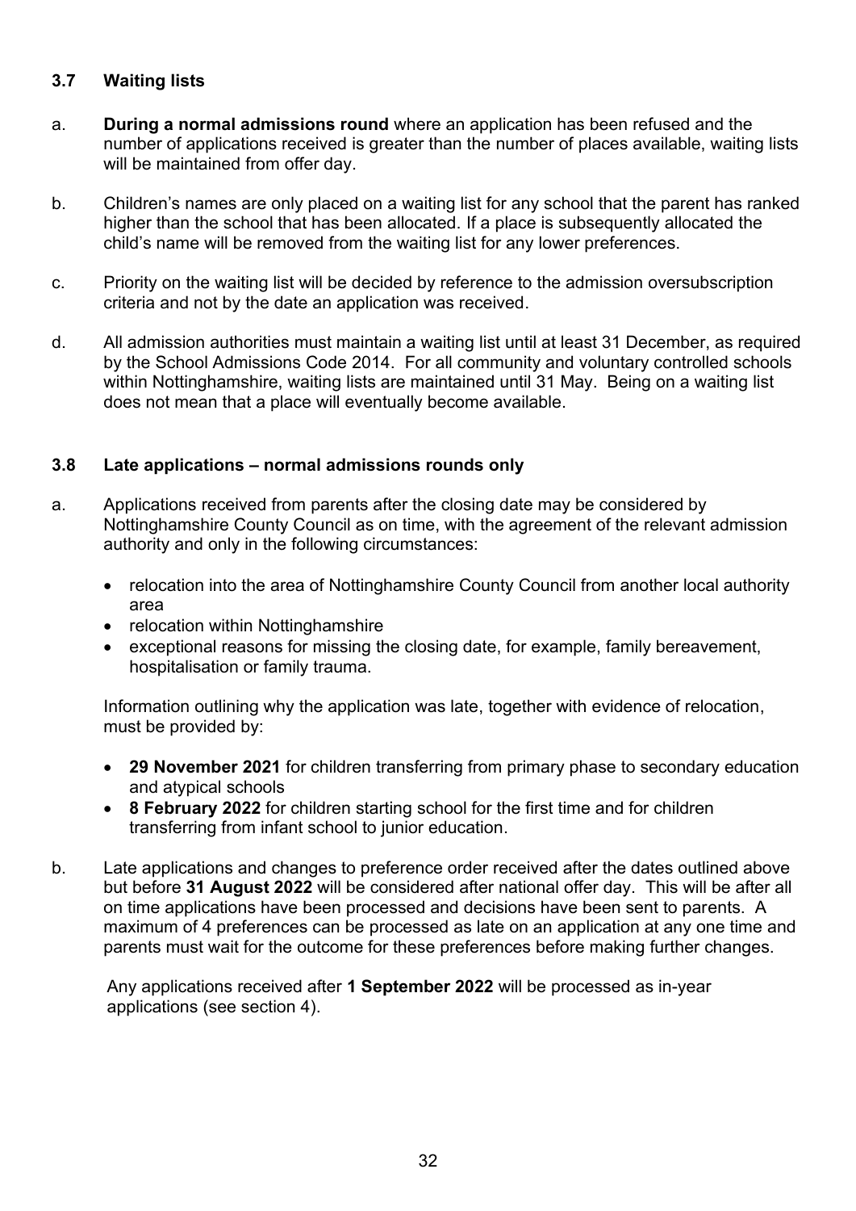### 3.7 Waiting lists

a. **During a normal admissions round** where an application has been refused and the number of applications received is greater than the number of places available, waiting lists will be maintained from offer day.

b. Children's names are only placed on a waiting list for any school that the parent has ranked higher than the school that has been allocated. If a place is subsequently allocated the child's name will be removed from the waiting list for any lower preferences.

c. Priority on the waiting list will be decided by reference to the admission oversubscription criteria and not by the date an application was received.

d. All admission authorities must maintain a waiting list until at least 31 December, as required by the School Admissions Code 2014. For all community and voluntary controlled schools within Nottinghamshire, waiting lists are maintained until 31 May. Being on a waiting list does not mean that a place will eventually become available.

### 3.8 Late applications – normal admissions rounds only

a. Applications received from parents after the closing date may be considered by Nottinghamshire County Council as on time, with the agreement of the relevant admission authority and only in the following circumstances:

- relocation into the area of Nottinghamshire County Council from another local authority area
- relocation within Nottinghamshire
- exceptional reasons for missing the closing date, for example, family bereavement, hospitalisation or family trauma.

Information outlining why the application was late, together with evidence of relocation, must be provided by:

- **29 November 2021** for children transferring from primary phase to secondary education and atypical schools
- **8 February 2022** for children starting school for the first time and for children transferring from infant school to junior education.

b. Late applications and changes to preference order received after the dates outlined above but before **31 August 2022** will be considered after national offer day. This will be after all on time applications have been processed and decisions have been sent to parents. A maximum of 4 preferences can be processed as late on an application at any one time and parents must wait for the outcome for these preferences before making further changes.

Any applications received after **1 September 2022** will be processed as in-year applications (see section 4).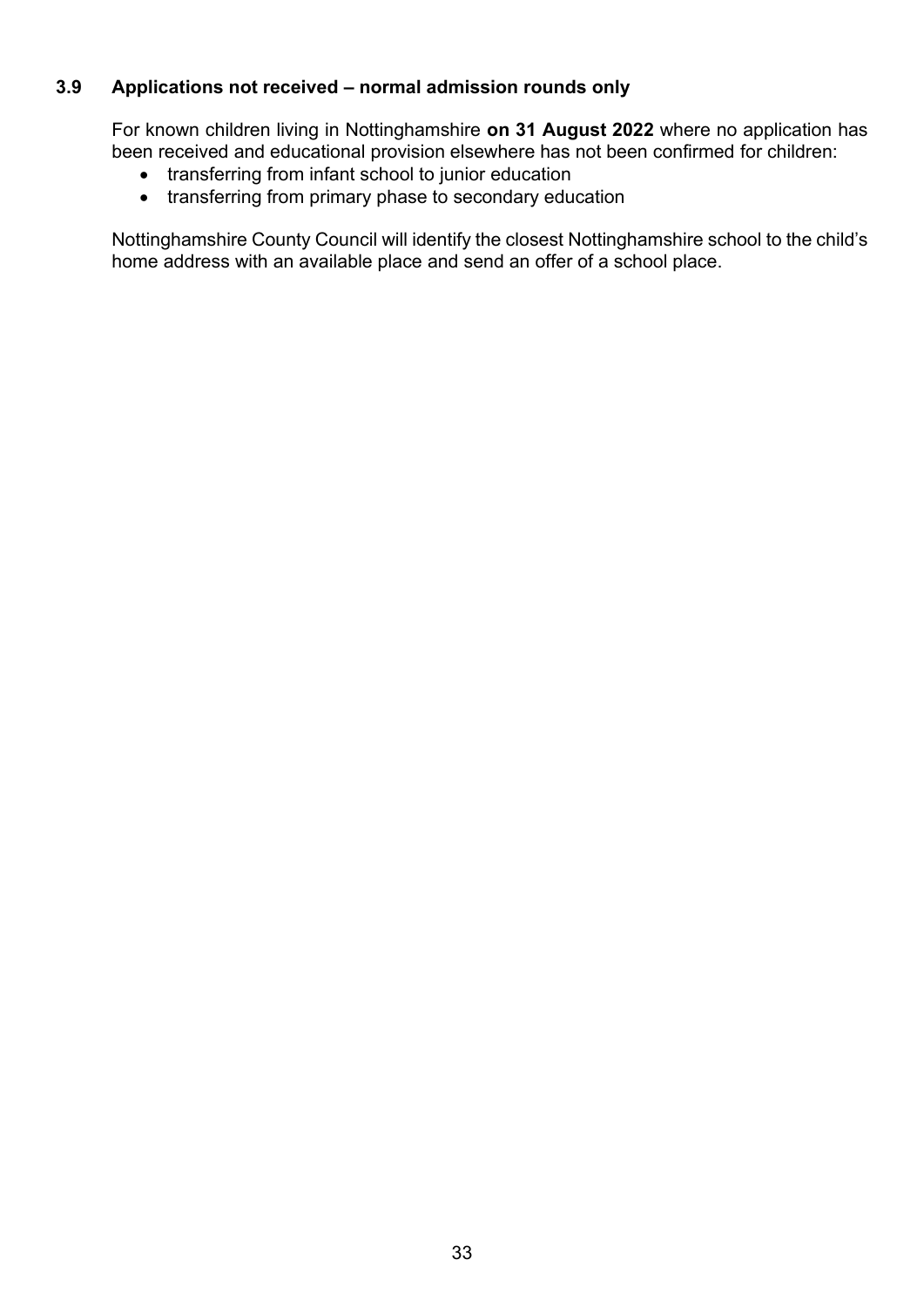### 3.9 Applications not received – normal admission rounds only

For known children living in Nottinghamshire **on 31 August 2022** where no application has been received and educational provision elsewhere has not been confirmed for children:

- transferring from infant school to junior education
- transferring from primary phase to secondary education

Nottinghamshire County Council will identify the closest Nottinghamshire school to the child's home address with an available place and send an offer of a school place.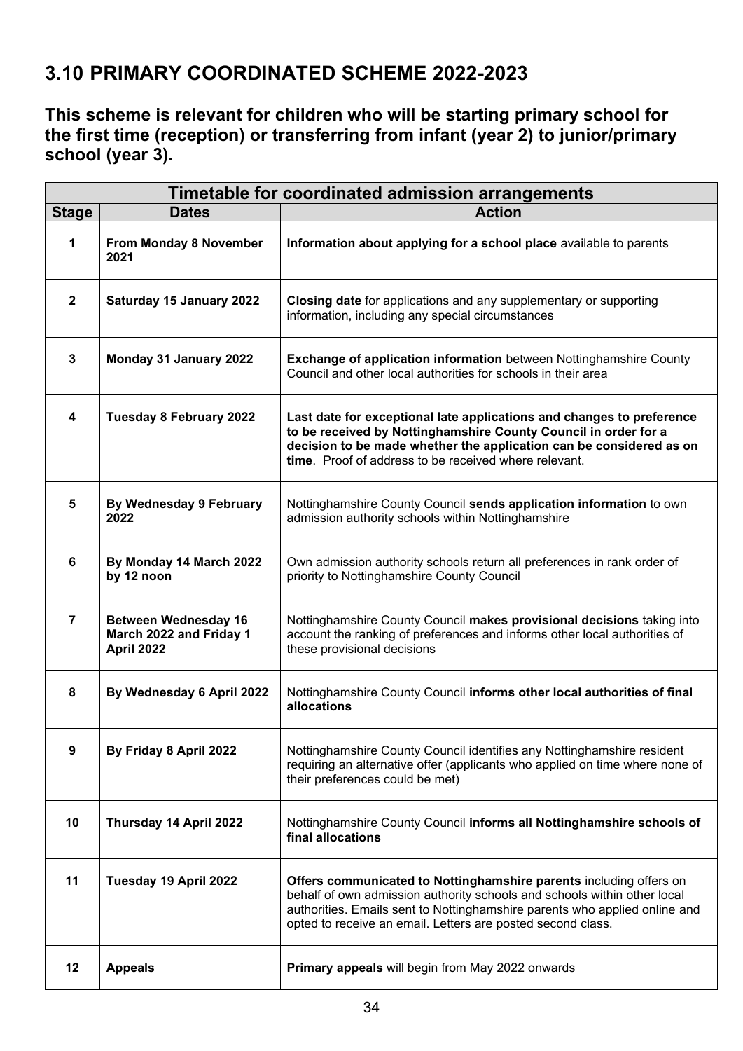## 3.10 PRIMARY COORDINATED SCHEME 2022-2023

**This scheme is relevant for children who will be starting primary school for the first time (reception) or transferring from infant (year 2) to junior/primary school (year 3).**

| Timetable for coordinated admission arrangements | | |
|---|---|---|
| **Stage** | **Dates** | **Action** |
| 1 | **From Monday 8 November 2021** | **Information about applying for a school place** available to parents |
| 2 | **Saturday 15 January 2022** | **Closing date** for applications and any supplementary or supporting information, including any special circumstances |
| 3 | **Monday 31 January 2022** | **Exchange of application information** between Nottinghamshire County Council and other local authorities for schools in their area |
| 4 | **Tuesday 8 February 2022** | **Last date for exceptional late applications and changes to preference to be received by Nottinghamshire County Council in order for a decision to be made whether the application can be considered as on time**. Proof of address to be received where relevant. |
| 5 | **By Wednesday 9 February 2022** | Nottinghamshire County Council **sends application information** to own admission authority schools within Nottinghamshire |
| 6 | **By Monday 14 March 2022 by 12 noon** | Own admission authority schools return all preferences in rank order of priority to Nottinghamshire County Council |
| 7 | **Between Wednesday 16 March 2022 and Friday 1 April 2022** | Nottinghamshire County Council **makes provisional decisions** taking into account the ranking of preferences and informs other local authorities of these provisional decisions |
| 8 | **By Wednesday 6 April 2022** | Nottinghamshire County Council **informs other local authorities of final allocations** |
| 9 | **By Friday 8 April 2022** | Nottinghamshire County Council identifies any Nottinghamshire resident requiring an alternative offer (applicants who applied on time where none of their preferences could be met) |
| 10 | **Thursday 14 April 2022** | Nottinghamshire County Council **informs all Nottinghamshire schools of final allocations** |
| 11 | **Tuesday 19 April 2022** | **Offers communicated to Nottinghamshire parents** including offers on behalf of own admission authority schools and schools within other local authorities. Emails sent to Nottinghamshire parents who applied online and opted to receive an email. Letters are posted second class. |
| 12 | **Appeals** | **Primary appeals** will begin from May 2022 onwards |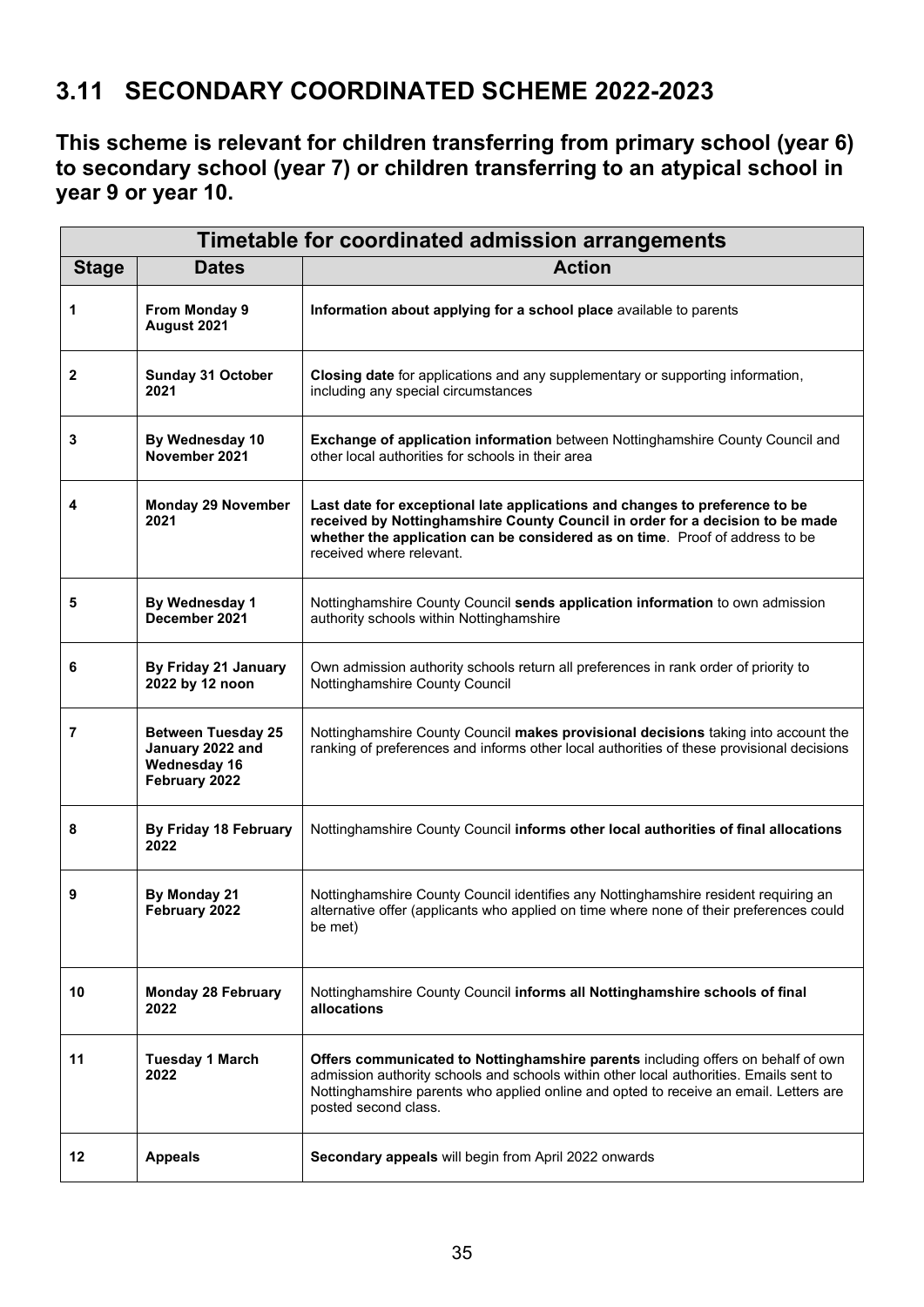## 3.11 SECONDARY COORDINATED SCHEME 2022-2023

**This scheme is relevant for children transferring from primary school (year 6) to secondary school (year 7) or children transferring to an atypical school in year 9 or year 10.**

| Timetable for coordinated admission arrangements | | |
|---|---|---|
| **Stage** | **Dates** | **Action** |
| 1 | **From Monday 9 August 2021** | **Information about applying for a school place** available to parents |
| 2 | **Sunday 31 October 2021** | **Closing date** for applications and any supplementary or supporting information, including any special circumstances |
| 3 | **By Wednesday 10 November 2021** | **Exchange of application information** between Nottinghamshire County Council and other local authorities for schools in their area |
| 4 | **Monday 29 November 2021** | **Last date for exceptional late applications and changes to preference to be received by Nottinghamshire County Council in order for a decision to be made whether the application can be considered as on time**. Proof of address to be received where relevant. |
| 5 | **By Wednesday 1 December 2021** | Nottinghamshire County Council **sends application information** to own admission authority schools within Nottinghamshire |
| 6 | **By Friday 21 January 2022 by 12 noon** | Own admission authority schools return all preferences in rank order of priority to Nottinghamshire County Council |
| 7 | **Between Tuesday 25 January 2022 and Wednesday 16 February 2022** | Nottinghamshire County Council **makes provisional decisions** taking into account the ranking of preferences and informs other local authorities of these provisional decisions |
| 8 | **By Friday 18 February 2022** | Nottinghamshire County Council **informs other local authorities of final allocations** |
| 9 | **By Monday 21 February 2022** | Nottinghamshire County Council identifies any Nottinghamshire resident requiring an alternative offer (applicants who applied on time where none of their preferences could be met) |
| 10 | **Monday 28 February 2022** | Nottinghamshire County Council **informs all Nottinghamshire schools of final allocations** |
| 11 | **Tuesday 1 March 2022** | **Offers communicated to Nottinghamshire parents** including offers on behalf of own admission authority schools and schools within other local authorities. Emails sent to Nottinghamshire parents who applied online and opted to receive an email. Letters are posted second class. |
| 12 | **Appeals** | **Secondary appeals** will begin from April 2022 onwards |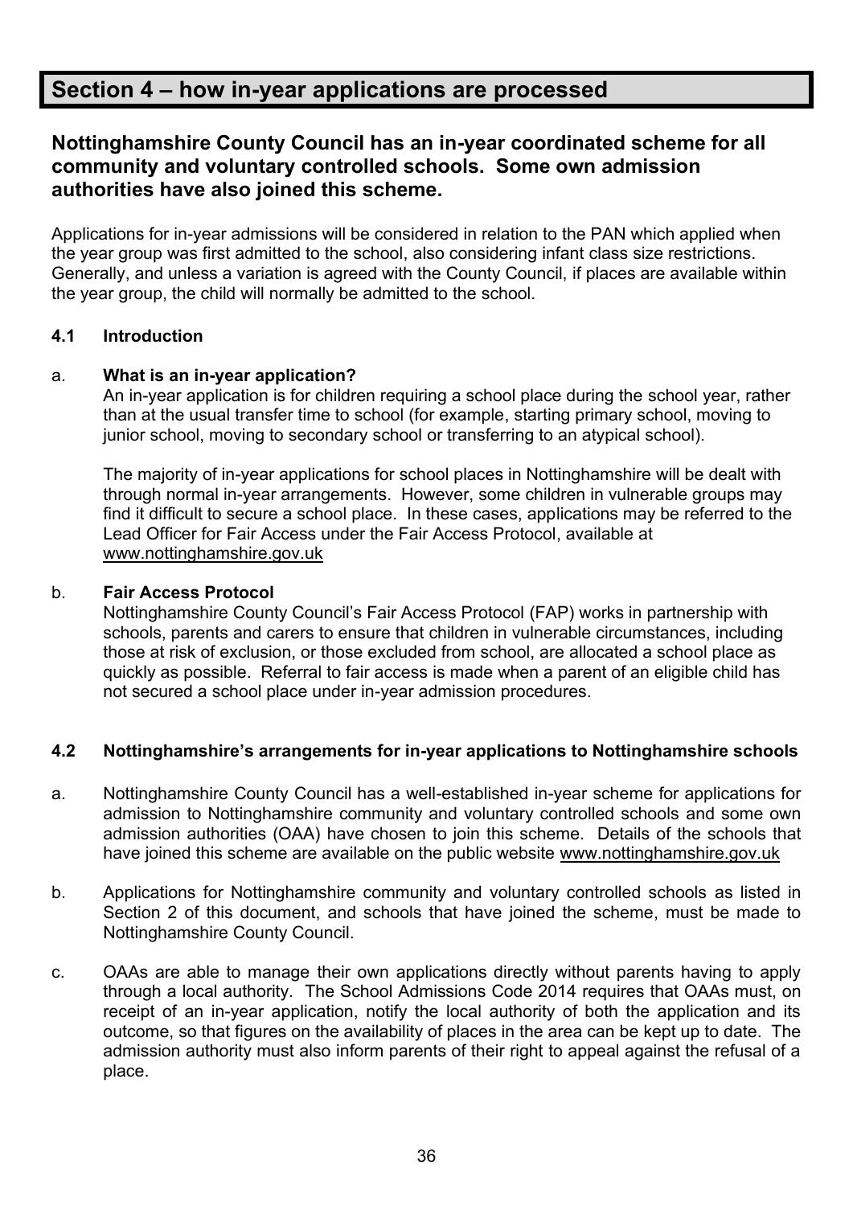# Section 4 – how in-year applications are processed

## Nottinghamshire County Council has an in-year coordinated scheme for all community and voluntary controlled schools. Some own admission authorities have also joined this scheme.

Applications for in-year admissions will be considered in relation to the PAN which applied when the year group was first admitted to the school, also considering infant class size restrictions. Generally, and unless a variation is agreed with the County Council, if places are available within the year group, the child will normally be admitted to the school.

### 4.1 Introduction

a. **What is an in-year application?**

An in-year application is for children requiring a school place during the school year, rather than at the usual transfer time to school (for example, starting primary school, moving to junior school, moving to secondary school or transferring to an atypical school).

The majority of in-year applications for school places in Nottinghamshire will be dealt with through normal in-year arrangements. However, some children in vulnerable groups may find it difficult to secure a school place. In these cases, applications may be referred to the Lead Officer for Fair Access under the Fair Access Protocol, available at www.nottinghamshire.gov.uk

b. **Fair Access Protocol**

Nottinghamshire County Council's Fair Access Protocol (FAP) works in partnership with schools, parents and carers to ensure that children in vulnerable circumstances, including those at risk of exclusion, or those excluded from school, are allocated a school place as quickly as possible. Referral to fair access is made when a parent of an eligible child has not secured a school place under in-year admission procedures.

### 4.2 Nottinghamshire's arrangements for in-year applications to Nottinghamshire schools

a. Nottinghamshire County Council has a well-established in-year scheme for applications for admission to Nottinghamshire community and voluntary controlled schools and some own admission authorities (OAA) have chosen to join this scheme. Details of the schools that have joined this scheme are available on the public website www.nottinghamshire.gov.uk

b. Applications for Nottinghamshire community and voluntary controlled schools as listed in Section 2 of this document, and schools that have joined the scheme, must be made to Nottinghamshire County Council.

c. OAAs are able to manage their own applications directly without parents having to apply through a local authority. The School Admissions Code 2014 requires that OAAs must, on receipt of an in-year application, notify the local authority of both the application and its outcome, so that figures on the availability of places in the area can be kept up to date. The admission authority must also inform parents of their right to appeal against the refusal of a place.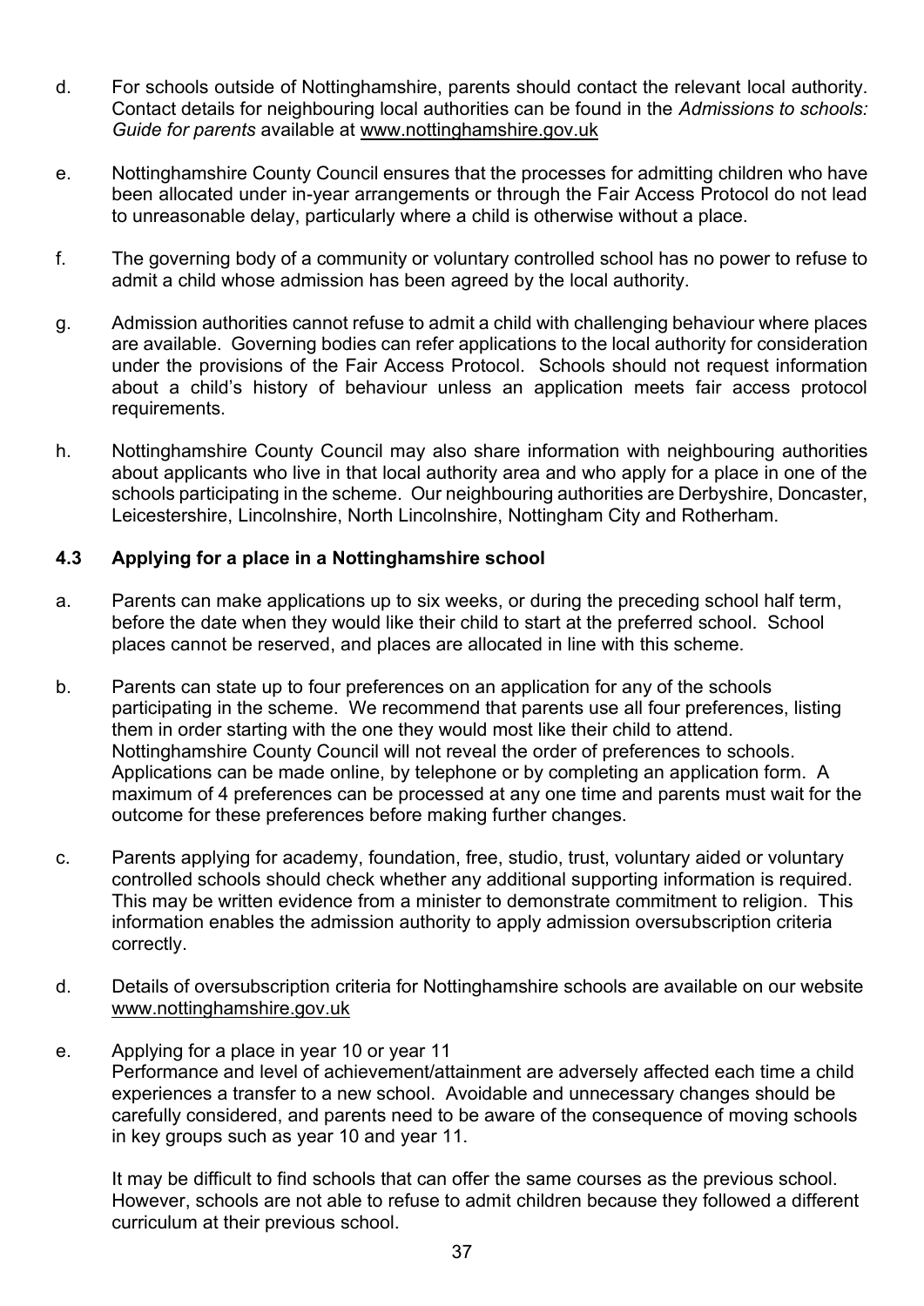d. For schools outside of Nottinghamshire, parents should contact the relevant local authority. Contact details for neighbouring local authorities can be found in the *Admissions to schools: Guide for parents* available at www.nottinghamshire.gov.uk

e. Nottinghamshire County Council ensures that the processes for admitting children who have been allocated under in-year arrangements or through the Fair Access Protocol do not lead to unreasonable delay, particularly where a child is otherwise without a place.

f. The governing body of a community or voluntary controlled school has no power to refuse to admit a child whose admission has been agreed by the local authority.

g. Admission authorities cannot refuse to admit a child with challenging behaviour where places are available. Governing bodies can refer applications to the local authority for consideration under the provisions of the Fair Access Protocol. Schools should not request information about a child's history of behaviour unless an application meets fair access protocol requirements.

h. Nottinghamshire County Council may also share information with neighbouring authorities about applicants who live in that local authority area and who apply for a place in one of the schools participating in the scheme. Our neighbouring authorities are Derbyshire, Doncaster, Leicestershire, Lincolnshire, North Lincolnshire, Nottingham City and Rotherham.

### 4.3 Applying for a place in a Nottinghamshire school

a. Parents can make applications up to six weeks, or during the preceding school half term, before the date when they would like their child to start at the preferred school. School places cannot be reserved, and places are allocated in line with this scheme.

b. Parents can state up to four preferences on an application for any of the schools participating in the scheme. We recommend that parents use all four preferences, listing them in order starting with the one they would most like their child to attend. Nottinghamshire County Council will not reveal the order of preferences to schools. Applications can be made online, by telephone or by completing an application form. A maximum of 4 preferences can be processed at any one time and parents must wait for the outcome for these preferences before making further changes.

c. Parents applying for academy, foundation, free, studio, trust, voluntary aided or voluntary controlled schools should check whether any additional supporting information is required. This may be written evidence from a minister to demonstrate commitment to religion. This information enables the admission authority to apply admission oversubscription criteria correctly.

d. Details of oversubscription criteria for Nottinghamshire schools are available on our website www.nottinghamshire.gov.uk

e. Applying for a place in year 10 or year 11
Performance and level of achievement/attainment are adversely affected each time a child experiences a transfer to a new school. Avoidable and unnecessary changes should be carefully considered, and parents need to be aware of the consequence of moving schools in key groups such as year 10 and year 11.

   It may be difficult to find schools that can offer the same courses as the previous school. However, schools are not able to refuse to admit children because they followed a different curriculum at their previous school.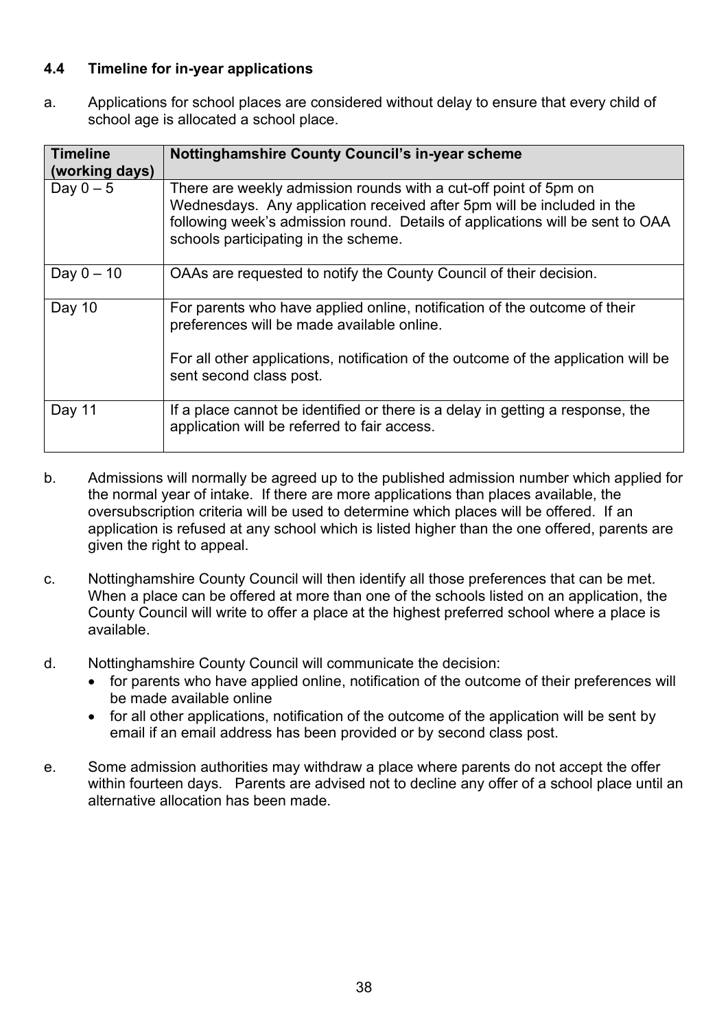### 4.4 Timeline for in-year applications

a. Applications for school places are considered without delay to ensure that every child of school age is allocated a school place.

| Timeline (working days) | Nottinghamshire County Council's in-year scheme |
|---|---|
| Day 0 – 5 | There are weekly admission rounds with a cut-off point of 5pm on Wednesdays. Any application received after 5pm will be included in the following week's admission round. Details of applications will be sent to OAA schools participating in the scheme. |
| Day 0 – 10 | OAAs are requested to notify the County Council of their decision. |
| Day 10 | For parents who have applied online, notification of the outcome of their preferences will be made available online.<br><br>For all other applications, notification of the outcome of the application will be sent second class post. |
| Day 11 | If a place cannot be identified or there is a delay in getting a response, the application will be referred to fair access. |

b. Admissions will normally be agreed up to the published admission number which applied for the normal year of intake. If there are more applications than places available, the oversubscription criteria will be used to determine which places will be offered. If an application is refused at any school which is listed higher than the one offered, parents are given the right to appeal.

c. Nottinghamshire County Council will then identify all those preferences that can be met. When a place can be offered at more than one of the schools listed on an application, the County Council will write to offer a place at the highest preferred school where a place is available.

d. Nottinghamshire County Council will communicate the decision:
   - for parents who have applied online, notification of the outcome of their preferences will be made available online
   - for all other applications, notification of the outcome of the application will be sent by email if an email address has been provided or by second class post.

e. Some admission authorities may withdraw a place where parents do not accept the offer within fourteen days. Parents are advised not to decline any offer of a school place until an alternative allocation has been made.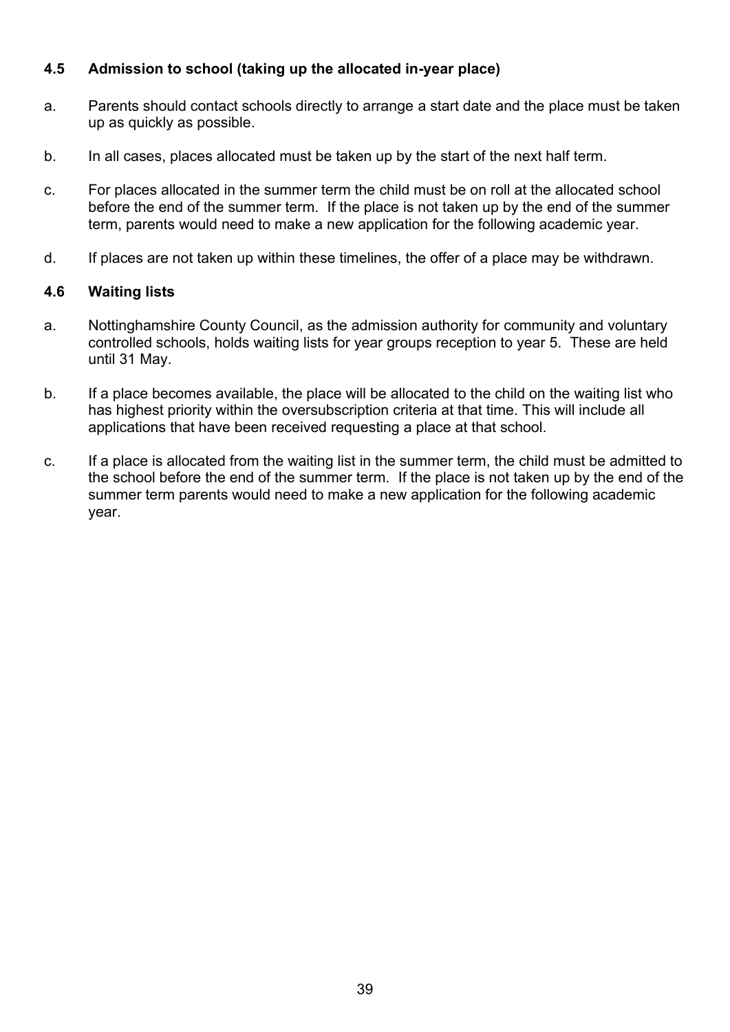### 4.5 Admission to school (taking up the allocated in-year place)

a. Parents should contact schools directly to arrange a start date and the place must be taken up as quickly as possible.

b. In all cases, places allocated must be taken up by the start of the next half term.

c. For places allocated in the summer term the child must be on roll at the allocated school before the end of the summer term. If the place is not taken up by the end of the summer term, parents would need to make a new application for the following academic year.

d. If places are not taken up within these timelines, the offer of a place may be withdrawn.

### 4.6 Waiting lists

a. Nottinghamshire County Council, as the admission authority for community and voluntary controlled schools, holds waiting lists for year groups reception to year 5. These are held until 31 May.

b. If a place becomes available, the place will be allocated to the child on the waiting list who has highest priority within the oversubscription criteria at that time. This will include all applications that have been received requesting a place at that school.

c. If a place is allocated from the waiting list in the summer term, the child must be admitted to the school before the end of the summer term. If the place is not taken up by the end of the summer term parents would need to make a new application for the following academic year.